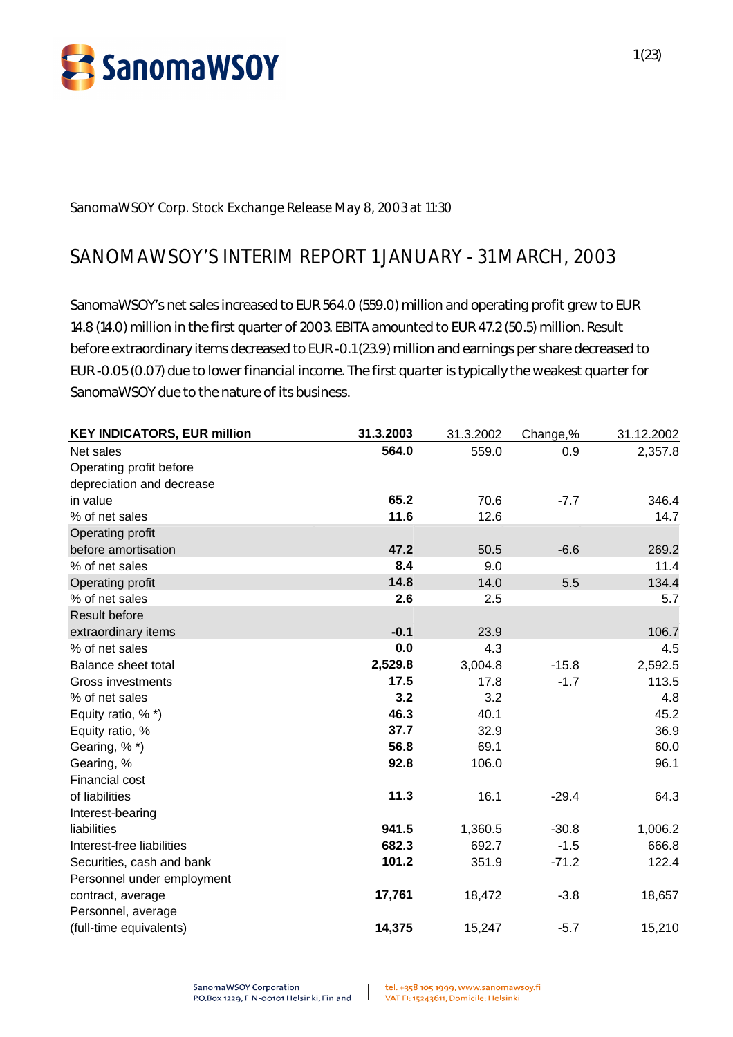SanomaWSOY Corp. Stock Exchange Release May 8, 2003 at 11:30

# SANOMAWSOY'S INTERIM REPORT 1 JANUARY - 31 MARCH, 2003

SanomaWSOY's net sales increased to EUR 564.0 (559.0) million and operating profit grew to EUR 14.8 (14.0) million in the first quarter of 2003. EBITA amounted to EUR 47.2 (50.5) million. Result before extraordinary items decreased to EUR -0.1 (23.9) million and earnings per share decreased to EUR -0.05 (0.07) due to lower financial income. The first quarter is typically the weakest quarter for SanomaWSOY due to the nature of its business.

| KEY INDICATORS, EUR million | 31.3.2003 | 31.3.2002 | Change,% | 31.12.2002 |
|---|---|---|---|---|
| Net sales | **564.0** | 559.0 | 0.9 | 2,357.8 |
| Operating profit before depreciation and decrease in value | **65.2** | 70.6 | -7.7 | 346.4 |
| % of net sales | **11.6** | 12.6 | | 14.7 |
| Operating profit before amortisation | **47.2** | 50.5 | -6.6 | 269.2 |
| % of net sales | **8.4** | 9.0 | | 11.4 |
| Operating profit | **14.8** | 14.0 | 5.5 | 134.4 |
| % of net sales | **2.6** | 2.5 | | 5.7 |
| Result before extraordinary items | **-0.1** | 23.9 | | 106.7 |
| % of net sales | **0.0** | 4.3 | | 4.5 |
| Balance sheet total | **2,529.8** | 3,004.8 | -15.8 | 2,592.5 |
| Gross investments | **17.5** | 17.8 | -1.7 | 113.5 |
| % of net sales | **3.2** | 3.2 | | 4.8 |
| Equity ratio, % *) | **46.3** | 40.1 | | 45.2 |
| Equity ratio, % | **37.7** | 32.9 | | 36.9 |
| Gearing, % *) | **56.8** | 69.1 | | 60.0 |
| Gearing, % | **92.8** | 106.0 | | 96.1 |
| Financial cost of liabilities | **11.3** | 16.1 | -29.4 | 64.3 |
| Interest-bearing liabilities | **941.5** | 1,360.5 | -30.8 | 1,006.2 |
| Interest-free liabilities | **682.3** | 692.7 | -1.5 | 666.8 |
| Securities, cash and bank | **101.2** | 351.9 | -71.2 | 122.4 |
| Personnel under employment contract, average | **17,761** | 18,472 | -3.8 | 18,657 |
| Personnel, average (full-time equivalents) | **14,375** | 15,247 | -5.7 | 15,210 |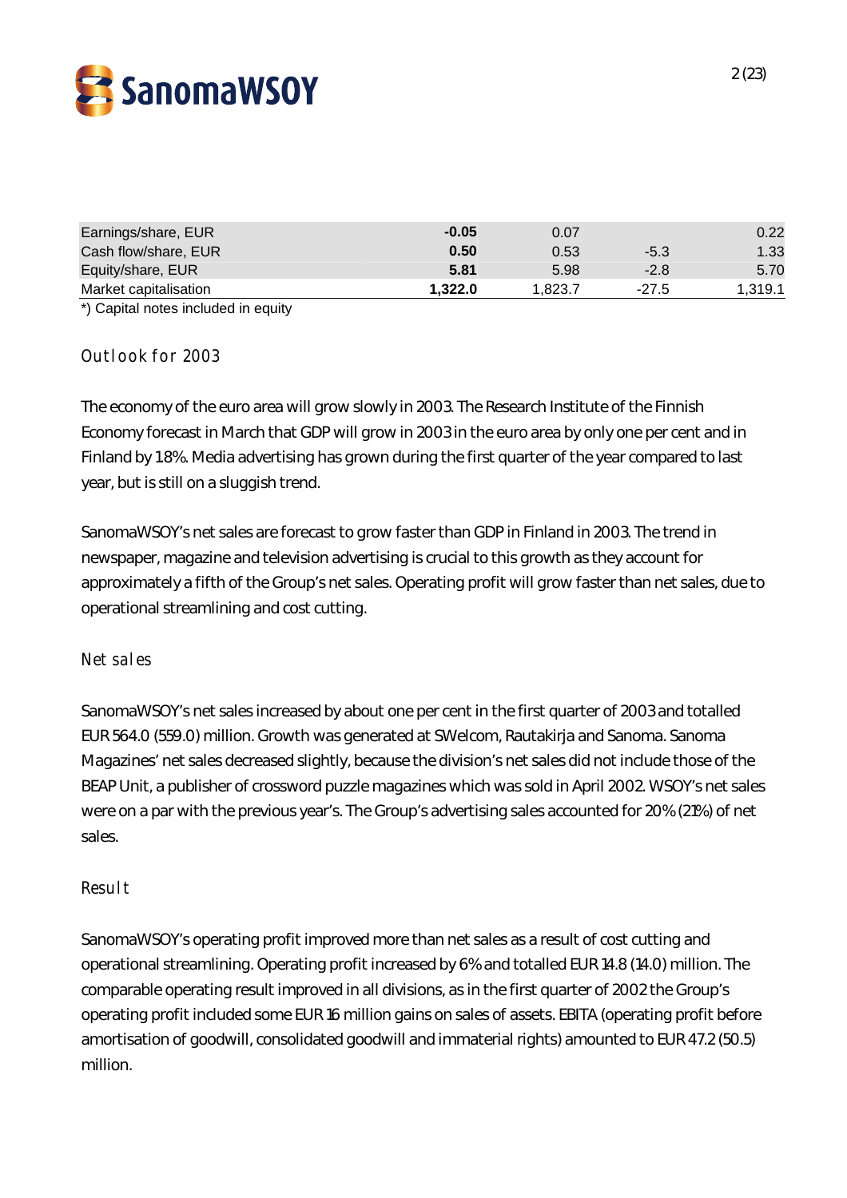| | | | | |
|---|---|---|---|---|
| Earnings/share, EUR | **-0.05** | 0.07 | | 0.22 |
| Cash flow/share, EUR | **0.50** | 0.53 | -5.3 | 1.33 |
| Equity/share, EUR | **5.81** | 5.98 | -2.8 | 5.70 |
| Market capitalisation | **1,322.0** | 1,823.7 | -27.5 | 1,319.1 |

*) Capital notes included in equity

## Outlook for 2003

The economy of the euro area will grow slowly in 2003. The Research Institute of the Finnish Economy forecast in March that GDP will grow in 2003 in the euro area by only one per cent and in Finland by 1.8%. Media advertising has grown during the first quarter of the year compared to last year, but is still on a sluggish trend.

SanomaWSOY's net sales are forecast to grow faster than GDP in Finland in 2003. The trend in newspaper, magazine and television advertising is crucial to this growth as they account for approximately a fifth of the Group's net sales. Operating profit will grow faster than net sales, due to operational streamlining and cost cutting.

## Net sales

SanomaWSOY's net sales increased by about one per cent in the first quarter of 2003 and totalled EUR 564.0 (559.0) million. Growth was generated at SWelcom, Rautakirja and Sanoma. Sanoma Magazines' net sales decreased slightly, because the division's net sales did not include those of the BEAP Unit, a publisher of crossword puzzle magazines which was sold in April 2002. WSOY's net sales were on a par with the previous year's. The Group's advertising sales accounted for 20% (21%) of net sales.

## Result

SanomaWSOY's operating profit improved more than net sales as a result of cost cutting and operational streamlining. Operating profit increased by 6% and totalled EUR 14.8 (14.0) million. The comparable operating result improved in all divisions, as in the first quarter of 2002 the Group's operating profit included some EUR 16 million gains on sales of assets. EBITA (operating profit before amortisation of goodwill, consolidated goodwill and immaterial rights) amounted to EUR 47.2 (50.5) million.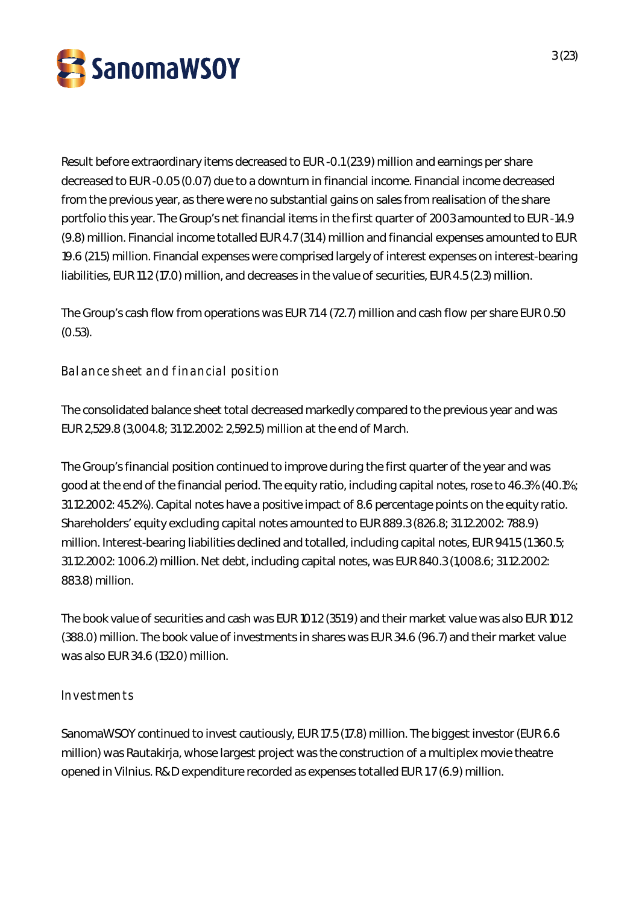Result before extraordinary items decreased to EUR -0.1 (23.9) million and earnings per share decreased to EUR -0.05 (0.07) due to a downturn in financial income. Financial income decreased from the previous year, as there were no substantial gains on sales from realisation of the share portfolio this year. The Group's net financial items in the first quarter of 2003 amounted to EUR -14.9 (9.8) million. Financial income totalled EUR 4.7 (31.4) million and financial expenses amounted to EUR 19.6 (21.5) million. Financial expenses were comprised largely of interest expenses on interest-bearing liabilities, EUR 11.2 (17.0) million, and decreases in the value of securities, EUR 4.5 (2.3) million.

The Group's cash flow from operations was EUR 71.4 (72.7) million and cash flow per share EUR 0.50 (0.53).

### Balance sheet and financial position

The consolidated balance sheet total decreased markedly compared to the previous year and was EUR 2,529.8 (3,004.8; 31.12.2002: 2,592.5) million at the end of March.

The Group's financial position continued to improve during the first quarter of the year and was good at the end of the financial period. The equity ratio, including capital notes, rose to 46.3% (40.1%; 31.12.2002: 45.2%). Capital notes have a positive impact of 8.6 percentage points on the equity ratio. Shareholders' equity excluding capital notes amounted to EUR 889.3 (826.8; 31.12.2002: 788.9) million. Interest-bearing liabilities declined and totalled, including capital notes, EUR 941.5 (1 360.5; 31.12.2002: 1 006.2) million. Net debt, including capital notes, was EUR 840.3 (1,008.6; 31.12.2002: 883.8) million.

The book value of securities and cash was EUR 101.2 (351.9) and their market value was also EUR 101.2 (388.0) million. The book value of investments in shares was EUR 34.6 (96.7) and their market value was also EUR 34.6 (132.0) million.

### Investments

SanomaWSOY continued to invest cautiously, EUR 17.5 (17.8) million. The biggest investor (EUR 6.6 million) was Rautakirja, whose largest project was the construction of a multiplex movie theatre opened in Vilnius. R&D expenditure recorded as expenses totalled EUR 1.7 (6.9) million.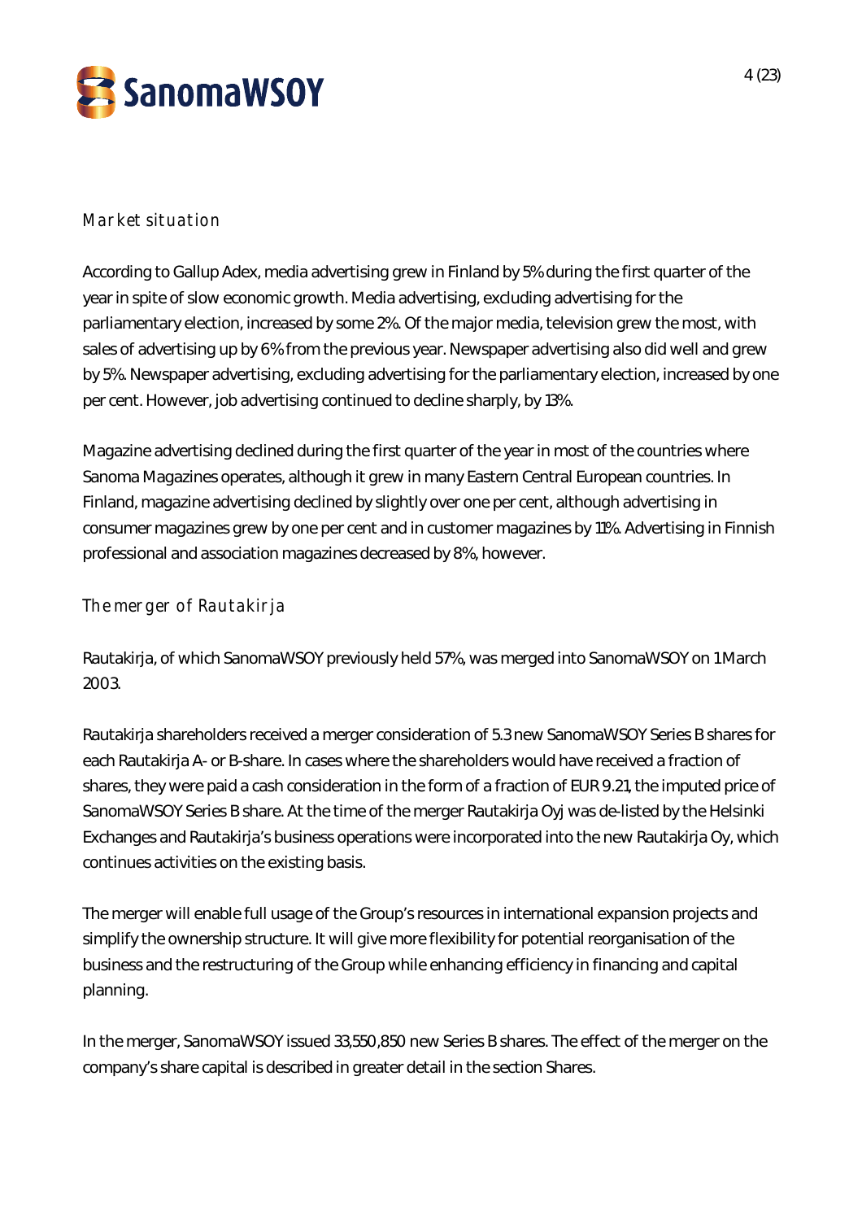## Market situation

According to Gallup Adex, media advertising grew in Finland by 5% during the first quarter of the year in spite of slow economic growth. Media advertising, excluding advertising for the parliamentary election, increased by some 2%. Of the major media, television grew the most, with sales of advertising up by 6% from the previous year. Newspaper advertising also did well and grew by 5%. Newspaper advertising, excluding advertising for the parliamentary election, increased by one per cent. However, job advertising continued to decline sharply, by 13%.

Magazine advertising declined during the first quarter of the year in most of the countries where Sanoma Magazines operates, although it grew in many Eastern Central European countries. In Finland, magazine advertising declined by slightly over one per cent, although advertising in consumer magazines grew by one per cent and in customer magazines by 11%. Advertising in Finnish professional and association magazines decreased by 8%, however.

## The merger of Rautakirja

Rautakirja, of which SanomaWSOY previously held 57%, was merged into SanomaWSOY on 1 March 2003.

Rautakirja shareholders received a merger consideration of 5.3 new SanomaWSOY Series B shares for each Rautakirja A- or B-share. In cases where the shareholders would have received a fraction of shares, they were paid a cash consideration in the form of a fraction of EUR 9.21, the imputed price of SanomaWSOY Series B share. At the time of the merger Rautakirja Oyj was de-listed by the Helsinki Exchanges and Rautakirja's business operations were incorporated into the new Rautakirja Oy, which continues activities on the existing basis.

The merger will enable full usage of the Group's resources in international expansion projects and simplify the ownership structure. It will give more flexibility for potential reorganisation of the business and the restructuring of the Group while enhancing efficiency in financing and capital planning.

In the merger, SanomaWSOY issued 33,550,850 new Series B shares. The effect of the merger on the company's share capital is described in greater detail in the section Shares.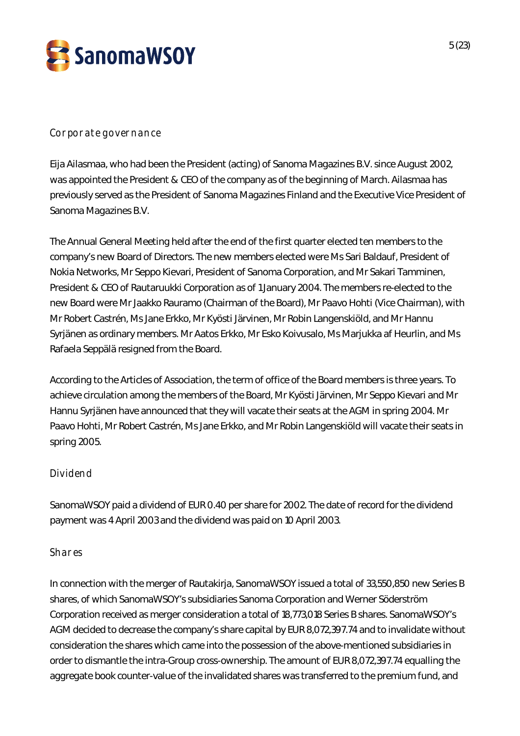## Corporate governance

Eija Ailasmaa, who had been the President (acting) of Sanoma Magazines B.V. since August 2002, was appointed the President & CEO of the company as of the beginning of March. Ailasmaa has previously served as the President of Sanoma Magazines Finland and the Executive Vice President of Sanoma Magazines B.V.

The Annual General Meeting held after the end of the first quarter elected ten members to the company's new Board of Directors. The new members elected were Ms Sari Baldauf, President of Nokia Networks, Mr Seppo Kievari, President of Sanoma Corporation, and Mr Sakari Tamminen, President & CEO of Rautaruukki Corporation as of 1 January 2004. The members re-elected to the new Board were Mr Jaakko Rauramo (Chairman of the Board), Mr Paavo Hohti (Vice Chairman), with Mr Robert Castrén, Ms Jane Erkko, Mr Kyösti Järvinen, Mr Robin Langenskiöld, and Mr Hannu Syrjänen as ordinary members. Mr Aatos Erkko, Mr Esko Koivusalo, Ms Marjukka af Heurlin, and Ms Rafaela Seppälä resigned from the Board.

According to the Articles of Association, the term of office of the Board members is three years. To achieve circulation among the members of the Board, Mr Kyösti Järvinen, Mr Seppo Kievari and Mr Hannu Syrjänen have announced that they will vacate their seats at the AGM in spring 2004. Mr Paavo Hohti, Mr Robert Castrén, Ms Jane Erkko, and Mr Robin Langenskiöld will vacate their seats in spring 2005.

## Dividend

SanomaWSOY paid a dividend of EUR 0.40 per share for 2002. The date of record for the dividend payment was 4 April 2003 and the dividend was paid on 10 April 2003.

## Shares

In connection with the merger of Rautakirja, SanomaWSOY issued a total of 33,550,850 new Series B shares, of which SanomaWSOY's subsidiaries Sanoma Corporation and Werner Söderström Corporation received as merger consideration a total of 18,773,018 Series B shares. SanomaWSOY's AGM decided to decrease the company's share capital by EUR 8,072,397.74 and to invalidate without consideration the shares which came into the possession of the above-mentioned subsidiaries in order to dismantle the intra-Group cross-ownership. The amount of EUR 8,072,397.74 equalling the aggregate book counter-value of the invalidated shares was transferred to the premium fund, and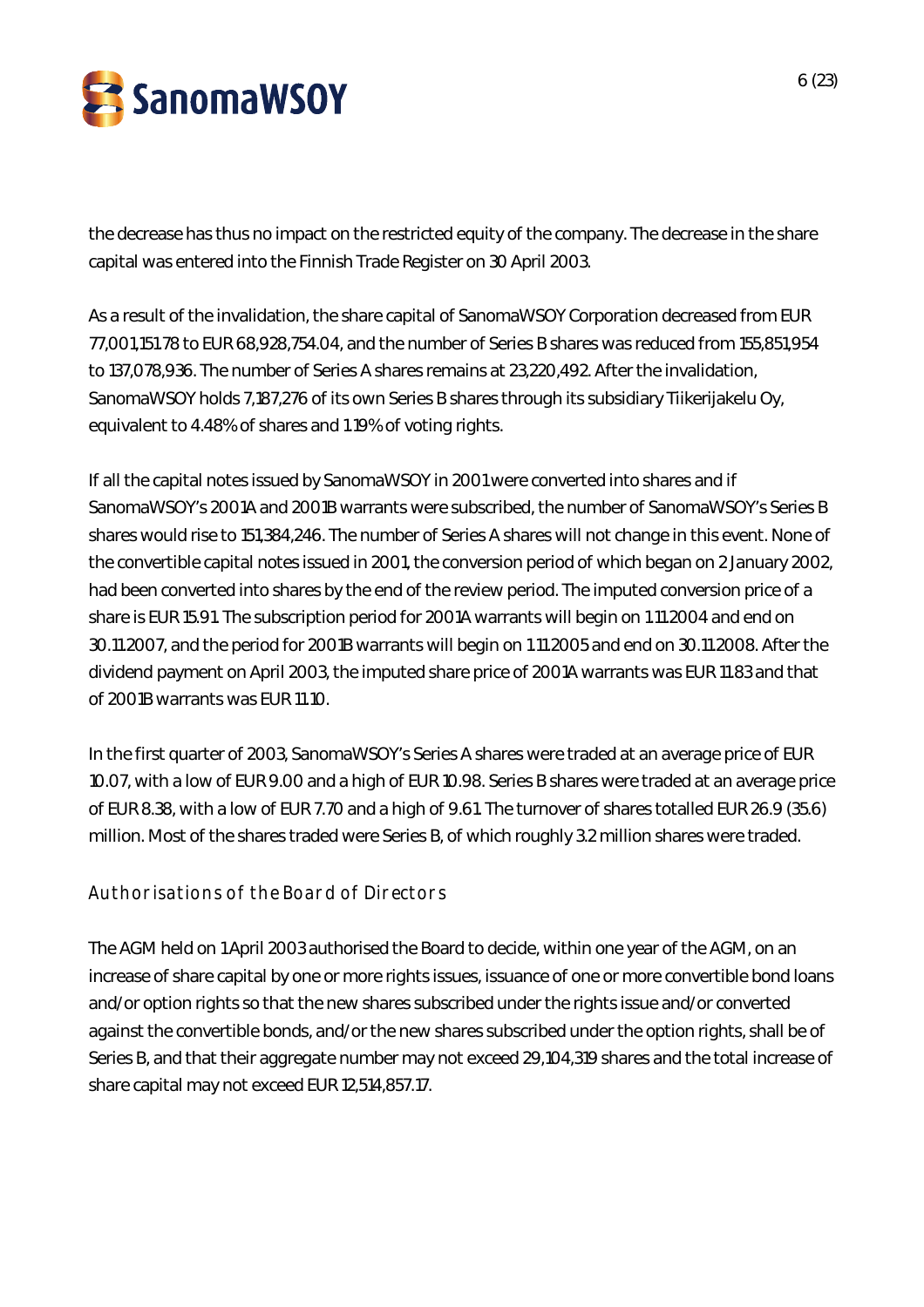the decrease has thus no impact on the restricted equity of the company. The decrease in the share capital was entered into the Finnish Trade Register on 30 April 2003.

As a result of the invalidation, the share capital of SanomaWSOY Corporation decreased from EUR 77,001,151.78 to EUR 68,928,754.04, and the number of Series B shares was reduced from 155,851,954 to 137,078,936. The number of Series A shares remains at 23,220,492. After the invalidation, SanomaWSOY holds 7,187,276 of its own Series B shares through its subsidiary Tiikerijakelu Oy, equivalent to 4.48% of shares and 1.19% of voting rights.

If all the capital notes issued by SanomaWSOY in 2001 were converted into shares and if SanomaWSOY's 2001A and 2001B warrants were subscribed, the number of SanomaWSOY's Series B shares would rise to 151,384,246. The number of Series A shares will not change in this event. None of the convertible capital notes issued in 2001, the conversion period of which began on 2 January 2002, had been converted into shares by the end of the review period. The imputed conversion price of a share is EUR 15.91. The subscription period for 2001A warrants will begin on 1.11.2004 and end on 30.11.2007, and the period for 2001B warrants will begin on 1.11.2005 and end on 30.11.2008. After the dividend payment on April 2003, the imputed share price of 2001A warrants was EUR 11.83 and that of 2001B warrants was EUR 11.10.

In the first quarter of 2003, SanomaWSOY's Series A shares were traded at an average price of EUR 10.07, with a low of EUR 9.00 and a high of EUR 10.98. Series B shares were traded at an average price of EUR 8.38, with a low of EUR 7.70 and a high of 9.61. The turnover of shares totalled EUR 26.9 (35.6) million. Most of the shares traded were Series B, of which roughly 3.2 million shares were traded.

## Authorisations of the Board of Directors

The AGM held on 1 April 2003 authorised the Board to decide, within one year of the AGM, on an increase of share capital by one or more rights issues, issuance of one or more convertible bond loans and/or option rights so that the new shares subscribed under the rights issue and/or converted against the convertible bonds, and/or the new shares subscribed under the option rights, shall be of Series B, and that their aggregate number may not exceed 29,104,319 shares and the total increase of share capital may not exceed EUR 12,514,857.17.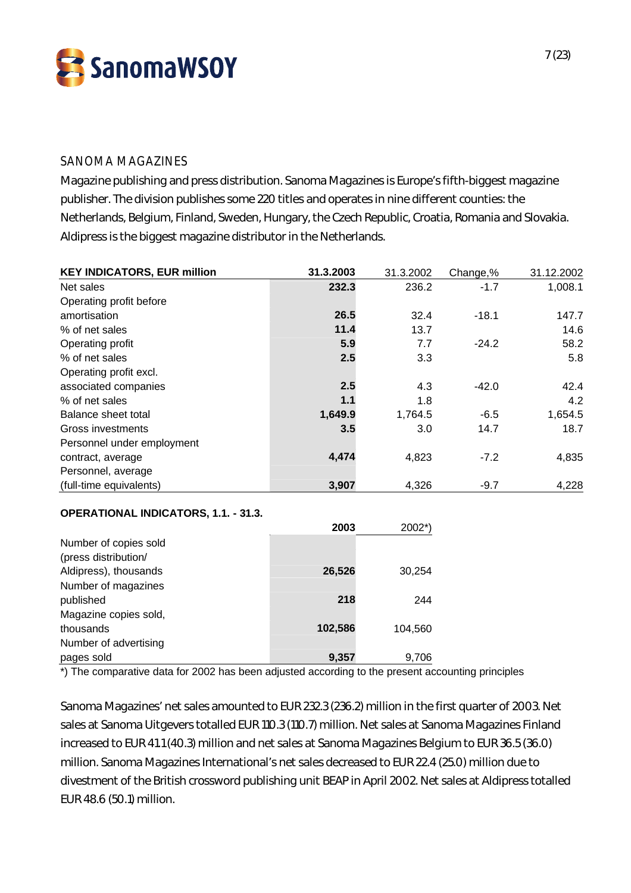## SANOMA MAGAZINES

Magazine publishing and press distribution. Sanoma Magazines is Europe's fifth-biggest magazine publisher. The division publishes some 220 titles and operates in nine different counties: the Netherlands, Belgium, Finland, Sweden, Hungary, the Czech Republic, Croatia, Romania and Slovakia. Aldipress is the biggest magazine distributor in the Netherlands.

| KEY INDICATORS, EUR million | 31.3.2003 | 31.3.2002 | Change,% | 31.12.2002 |
|---|---|---|---|---|
| Net sales | **232.3** | 236.2 | -1.7 | 1,008.1 |
| Operating profit before amortisation | **26.5** | 32.4 | -18.1 | 147.7 |
| % of net sales | **11.4** | 13.7 | | 14.6 |
| Operating profit | **5.9** | 7.7 | -24.2 | 58.2 |
| % of net sales | **2.5** | 3.3 | | 5.8 |
| Operating profit excl. associated companies | **2.5** | 4.3 | -42.0 | 42.4 |
| % of net sales | **1.1** | 1.8 | | 4.2 |
| Balance sheet total | **1,649.9** | 1,764.5 | -6.5 | 1,654.5 |
| Gross investments | **3.5** | 3.0 | 14.7 | 18.7 |
| Personnel under employment contract, average | **4,474** | 4,823 | -7.2 | 4,835 |
| Personnel, average (full-time equivalents) | **3,907** | 4,326 | -9.7 | 4,228 |

| OPERATIONAL INDICATORS, 1.1. - 31.3. | 2003 | 2002*) |
|---|---|---|
| Number of copies sold (press distribution/ Aldipress), thousands | **26,526** | 30,254 |
| Number of magazines published | **218** | 244 |
| Magazine copies sold, thousands | **102,586** | 104,560 |
| Number of advertising pages sold | **9,357** | 9,706 |

*) The comparative data for 2002 has been adjusted according to the present accounting principles

Sanoma Magazines' net sales amounted to EUR 232.3 (236.2) million in the first quarter of 2003. Net sales at Sanoma Uitgevers totalled EUR 110.3 (110.7) million. Net sales at Sanoma Magazines Finland increased to EUR 41.1 (40.3) million and net sales at Sanoma Magazines Belgium to EUR 36.5 (36.0) million. Sanoma Magazines International's net sales decreased to EUR 22.4 (25.0) million due to divestment of the British crossword publishing unit BEAP in April 2002. Net sales at Aldipress totalled EUR 48.6 (50.1) million.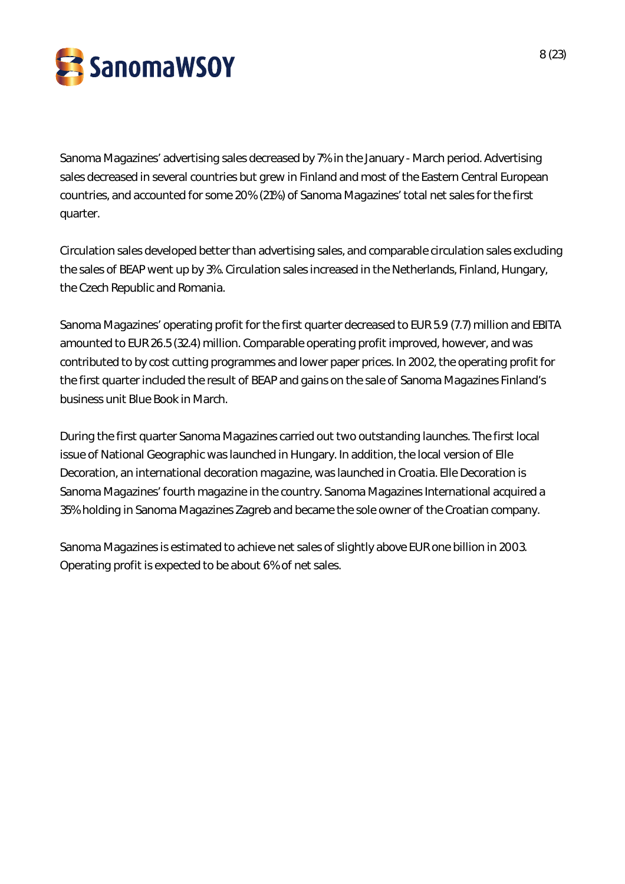Sanoma Magazines' advertising sales decreased by 7% in the January - March period. Advertising sales decreased in several countries but grew in Finland and most of the Eastern Central European countries, and accounted for some 20% (21%) of Sanoma Magazines' total net sales for the first quarter.

Circulation sales developed better than advertising sales, and comparable circulation sales excluding the sales of BEAP went up by 3%. Circulation sales increased in the Netherlands, Finland, Hungary, the Czech Republic and Romania.

Sanoma Magazines' operating profit for the first quarter decreased to EUR 5.9 (7.7) million and EBITA amounted to EUR 26.5 (32.4) million. Comparable operating profit improved, however, and was contributed to by cost cutting programmes and lower paper prices. In 2002, the operating profit for the first quarter included the result of BEAP and gains on the sale of Sanoma Magazines Finland's business unit Blue Book in March.

During the first quarter Sanoma Magazines carried out two outstanding launches. The first local issue of National Geographic was launched in Hungary. In addition, the local version of Elle Decoration, an international decoration magazine, was launched in Croatia. Elle Decoration is Sanoma Magazines' fourth magazine in the country. Sanoma Magazines International acquired a 35% holding in Sanoma Magazines Zagreb and became the sole owner of the Croatian company.

Sanoma Magazines is estimated to achieve net sales of slightly above EUR one billion in 2003. Operating profit is expected to be about 6% of net sales.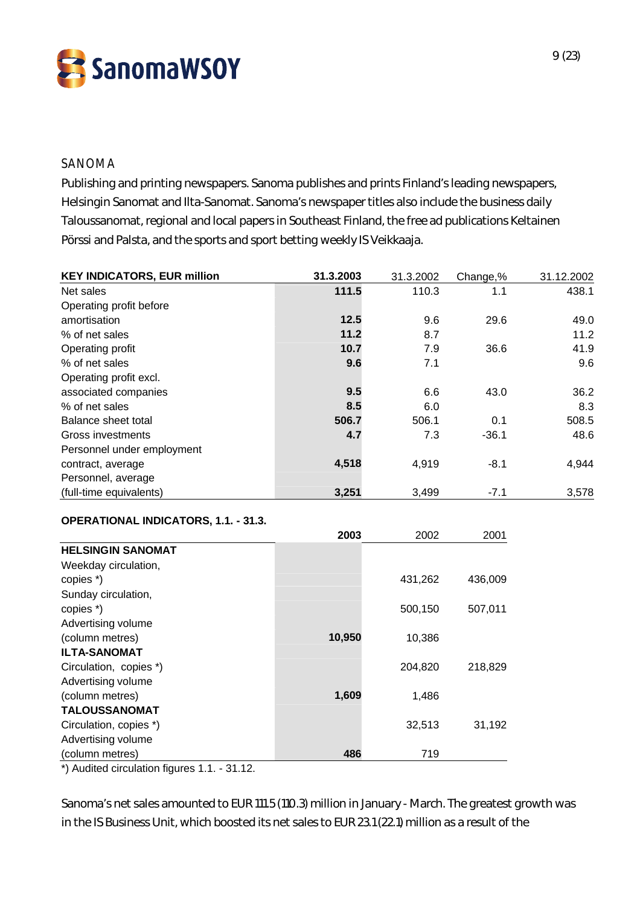## SANOMA

Publishing and printing newspapers. Sanoma publishes and prints Finland's leading newspapers, Helsingin Sanomat and Ilta-Sanomat. Sanoma's newspaper titles also include the business daily Taloussanomat, regional and local papers in Southeast Finland, the free ad publications Keltainen Pörssi and Palsta, and the sports and sport betting weekly IS Veikkaaja.

| KEY INDICATORS, EUR million | 31.3.2003 | 31.3.2002 | Change,% | 31.12.2002 |
|---|---|---|---|---|
| Net sales | **111.5** | 110.3 | 1.1 | 438.1 |
| Operating profit before amortisation | **12.5** | 9.6 | 29.6 | 49.0 |
| % of net sales | **11.2** | 8.7 | | 11.2 |
| Operating profit | **10.7** | 7.9 | 36.6 | 41.9 |
| % of net sales | **9.6** | 7.1 | | 9.6 |
| Operating profit excl. associated companies | **9.5** | 6.6 | 43.0 | 36.2 |
| % of net sales | **8.5** | 6.0 | | 8.3 |
| Balance sheet total | **506.7** | 506.1 | 0.1 | 508.5 |
| Gross investments | **4.7** | 7.3 | -36.1 | 48.6 |
| Personnel under employment contract, average | **4,518** | 4,919 | -8.1 | 4,944 |
| Personnel, average (full-time equivalents) | **3,251** | 3,499 | -7.1 | 3,578 |

**OPERATIONAL INDICATORS, 1.1. - 31.3.**

| | 2003 | 2002 | 2001 |
|---|---|---|---|
| **HELSINGIN SANOMAT** | | | |
| Weekday circulation, copies *) | | 431,262 | 436,009 |
| Sunday circulation, copies *) | | 500,150 | 507,011 |
| Advertising volume (column metres) | **10,950** | 10,386 | |
| **ILTA-SANOMAT** | | | |
| Circulation, copies *) | | 204,820 | 218,829 |
| Advertising volume (column metres) | **1,609** | 1,486 | |
| **TALOUSSANOMAT** | | | |
| Circulation, copies *) | | 32,513 | 31,192 |
| Advertising volume (column metres) | **486** | 719 | |

*) Audited circulation figures 1.1. - 31.12.

Sanoma's net sales amounted to EUR 111.5 (110.3) million in January - March. The greatest growth was in the IS Business Unit, which boosted its net sales to EUR 23.1 (22.1) million as a result of the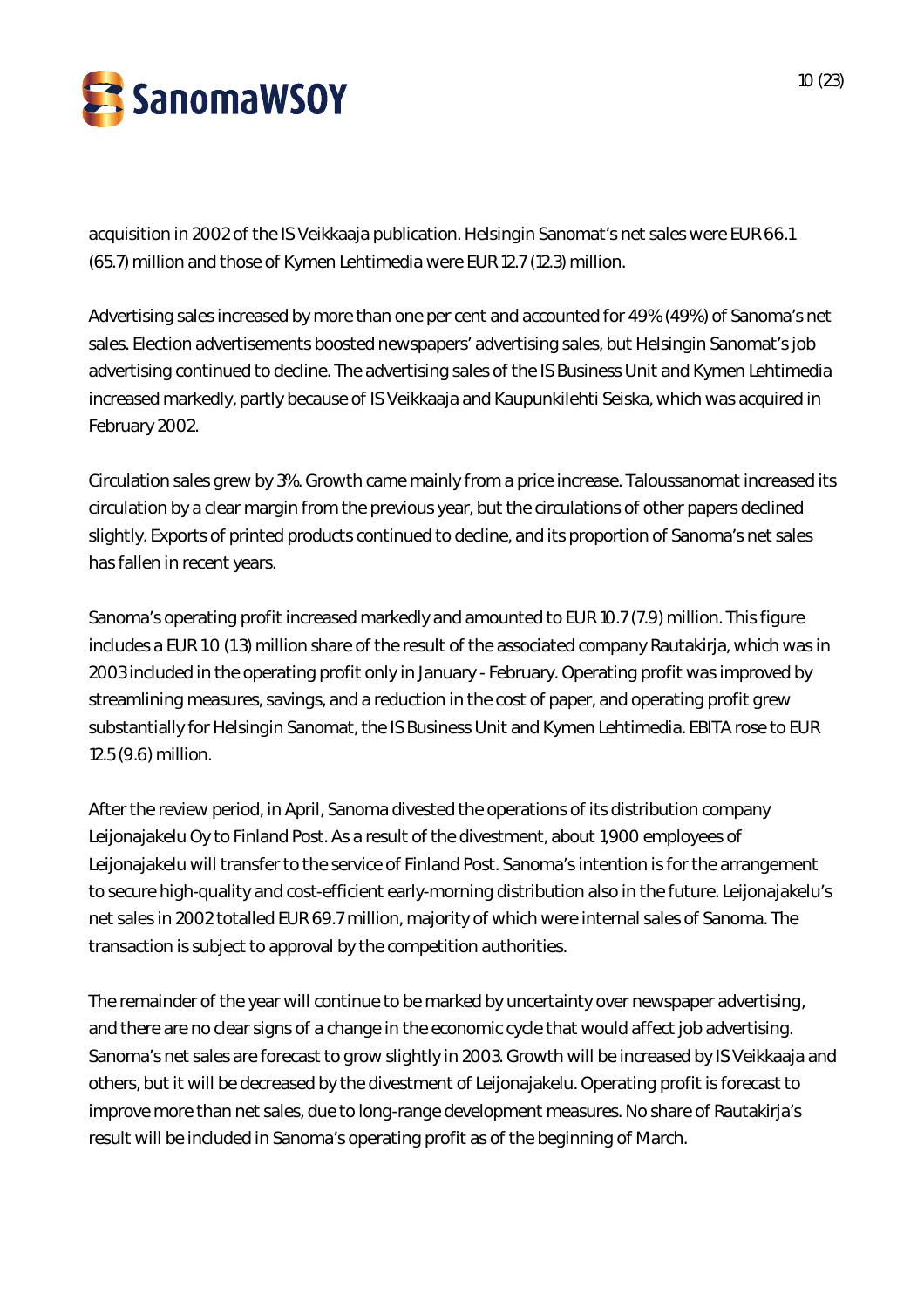acquisition in 2002 of the IS Veikkaaja publication. Helsingin Sanomat's net sales were EUR 66.1 (65.7) million and those of Kymen Lehtimedia were EUR 12.7 (12.3) million.

Advertising sales increased by more than one per cent and accounted for 49% (49%) of Sanoma's net sales. Election advertisements boosted newspapers' advertising sales, but Helsingin Sanomat's job advertising continued to decline. The advertising sales of the IS Business Unit and Kymen Lehtimedia increased markedly, partly because of IS Veikkaaja and Kaupunkilehti Seiska, which was acquired in February 2002.

Circulation sales grew by 3%. Growth came mainly from a price increase. Taloussanomat increased its circulation by a clear margin from the previous year, but the circulations of other papers declined slightly. Exports of printed products continued to decline, and its proportion of Sanoma's net sales has fallen in recent years.

Sanoma's operating profit increased markedly and amounted to EUR 10.7 (7.9) million. This figure includes a EUR 1.0 (1.3) million share of the result of the associated company Rautakirja, which was in 2003 included in the operating profit only in January - February. Operating profit was improved by streamlining measures, savings, and a reduction in the cost of paper, and operating profit grew substantially for Helsingin Sanomat, the IS Business Unit and Kymen Lehtimedia. EBITA rose to EUR 12.5 (9.6) million.

After the review period, in April, Sanoma divested the operations of its distribution company Leijonajakelu Oy to Finland Post. As a result of the divestment, about 1,900 employees of Leijonajakelu will transfer to the service of Finland Post. Sanoma's intention is for the arrangement to secure high-quality and cost-efficient early-morning distribution also in the future. Leijonajakelu's net sales in 2002 totalled EUR 69.7 million, majority of which were internal sales of Sanoma. The transaction is subject to approval by the competition authorities.

The remainder of the year will continue to be marked by uncertainty over newspaper advertising, and there are no clear signs of a change in the economic cycle that would affect job advertising. Sanoma's net sales are forecast to grow slightly in 2003. Growth will be increased by IS Veikkaaja and others, but it will be decreased by the divestment of Leijonajakelu. Operating profit is forecast to improve more than net sales, due to long-range development measures. No share of Rautakirja's result will be included in Sanoma's operating profit as of the beginning of March.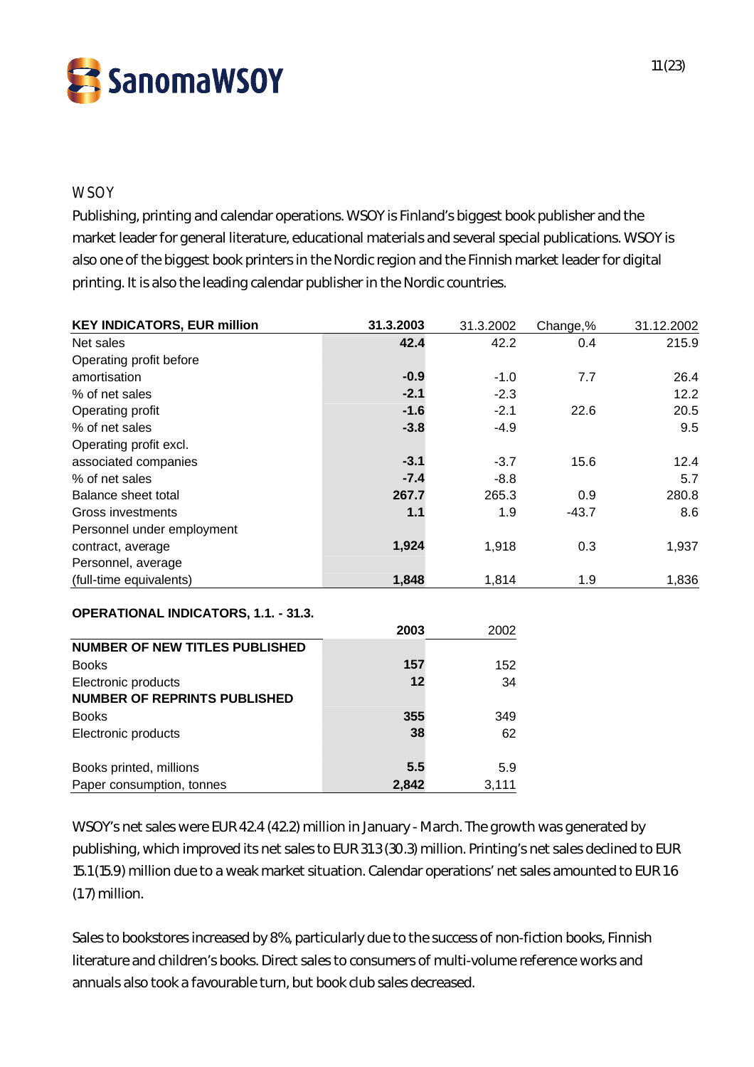## WSOY

Publishing, printing and calendar operations. WSOY is Finland's biggest book publisher and the market leader for general literature, educational materials and several special publications. WSOY is also one of the biggest book printers in the Nordic region and the Finnish market leader for digital printing. It is also the leading calendar publisher in the Nordic countries.

| **KEY INDICATORS, EUR million** | **31.3.2003** | 31.3.2002 | Change,% | 31.12.2002 |
|---|---|---|---|---|
| Net sales | **42.4** | 42.2 | 0.4 | 215.9 |
| Operating profit before amortisation | **-0.9** | -1.0 | 7.7 | 26.4 |
| % of net sales | **-2.1** | -2.3 | | 12.2 |
| Operating profit | **-1.6** | -2.1 | 22.6 | 20.5 |
| % of net sales | **-3.8** | -4.9 | | 9.5 |
| Operating profit excl. associated companies | **-3.1** | -3.7 | 15.6 | 12.4 |
| % of net sales | **-7.4** | -8.8 | | 5.7 |
| Balance sheet total | **267.7** | 265.3 | 0.9 | 280.8 |
| Gross investments | **1.1** | 1.9 | -43.7 | 8.6 |
| Personnel under employment contract, average | **1,924** | 1,918 | 0.3 | 1,937 |
| Personnel, average (full-time equivalents) | **1,848** | 1,814 | 1.9 | 1,836 |

**OPERATIONAL INDICATORS, 1.1. - 31.3.**

| | **2003** | 2002 |
|---|---|---|
| **NUMBER OF NEW TITLES PUBLISHED** | | |
| Books | **157** | 152 |
| Electronic products | **12** | 34 |
| **NUMBER OF REPRINTS PUBLISHED** | | |
| Books | **355** | 349 |
| Electronic products | **38** | 62 |
| | | |
| Books printed, millions | **5.5** | 5.9 |
| Paper consumption, tonnes | **2,842** | 3,111 |

WSOY's net sales were EUR 42.4 (42.2) million in January - March. The growth was generated by publishing, which improved its net sales to EUR 31.3 (30.3) million. Printing's net sales declined to EUR 15.1 (15.9) million due to a weak market situation. Calendar operations' net sales amounted to EUR 1.6 (1.7) million.

Sales to bookstores increased by 8%, particularly due to the success of non-fiction books, Finnish literature and children's books. Direct sales to consumers of multi-volume reference works and annuals also took a favourable turn, but book club sales decreased.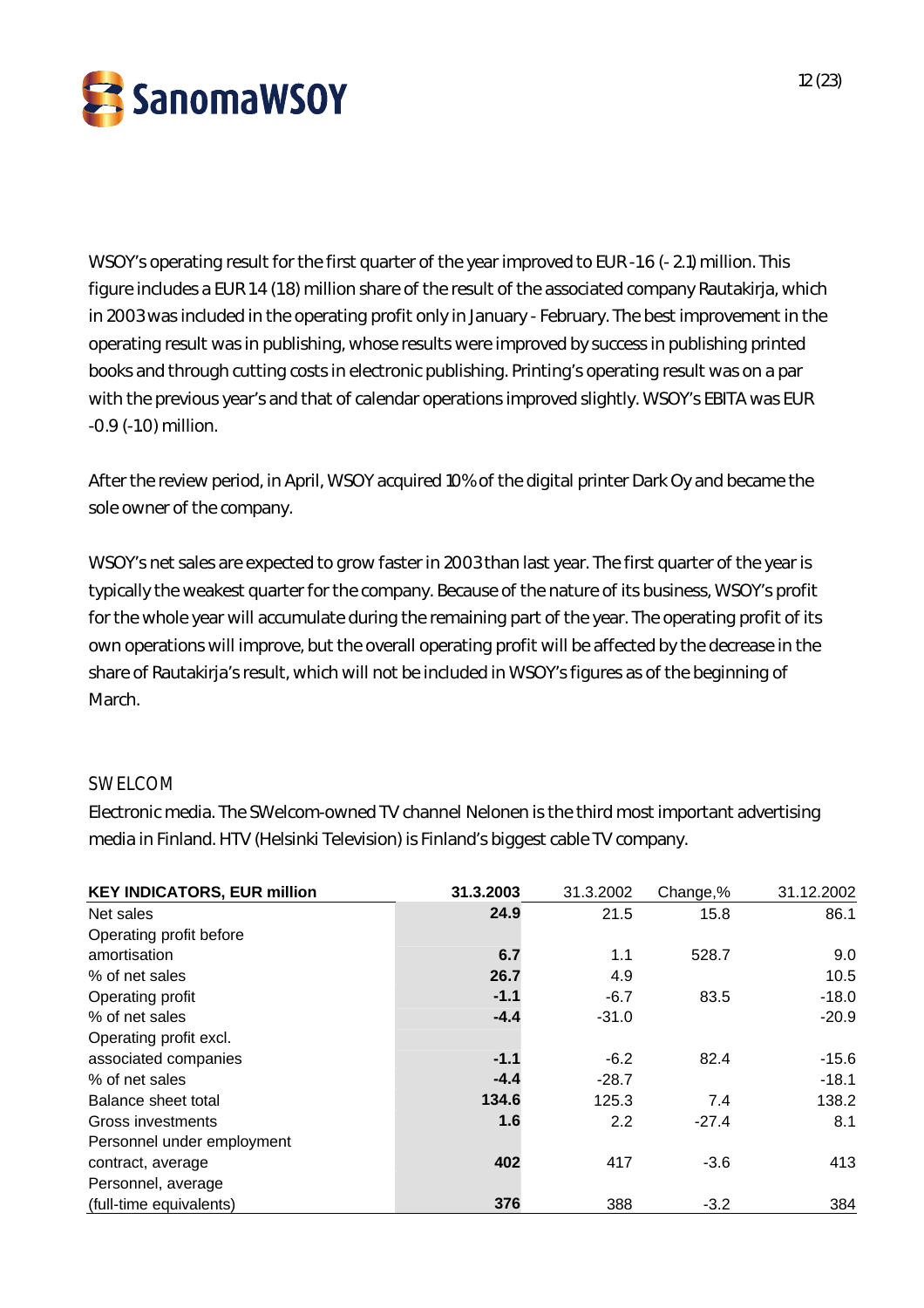WSOY's operating result for the first quarter of the year improved to EUR -1.6 (- 2.1) million. This figure includes a EUR 1.4 (1.8) million share of the result of the associated company Rautakirja, which in 2003 was included in the operating profit only in January - February. The best improvement in the operating result was in publishing, whose results were improved by success in publishing printed books and through cutting costs in electronic publishing. Printing's operating result was on a par with the previous year's and that of calendar operations improved slightly. WSOY's EBITA was EUR -0.9 (-1.0) million.

After the review period, in April, WSOY acquired 10% of the digital printer Dark Oy and became the sole owner of the company.

WSOY's net sales are expected to grow faster in 2003 than last year. The first quarter of the year is typically the weakest quarter for the company. Because of the nature of its business, WSOY's profit for the whole year will accumulate during the remaining part of the year. The operating profit of its own operations will improve, but the overall operating profit will be affected by the decrease in the share of Rautakirja's result, which will not be included in WSOY's figures as of the beginning of March.

## SWELCOM

Electronic media. The SWelcom-owned TV channel Nelonen is the third most important advertising media in Finland. HTV (Helsinki Television) is Finland's biggest cable TV company.

| KEY INDICATORS, EUR million | 31.3.2003 | 31.3.2002 | Change,% | 31.12.2002 |
|---|---|---|---|---|
| Net sales | **24.9** | 21.5 | 15.8 | 86.1 |
| Operating profit before amortisation | **6.7** | 1.1 | 528.7 | 9.0 |
| % of net sales | **26.7** | 4.9 | | 10.5 |
| Operating profit | **-1.1** | -6.7 | 83.5 | -18.0 |
| % of net sales | **-4.4** | -31.0 | | -20.9 |
| Operating profit excl. associated companies | **-1.1** | -6.2 | 82.4 | -15.6 |
| % of net sales | **-4.4** | -28.7 | | -18.1 |
| Balance sheet total | **134.6** | 125.3 | 7.4 | 138.2 |
| Gross investments | **1.6** | 2.2 | -27.4 | 8.1 |
| Personnel under employment contract, average | **402** | 417 | -3.6 | 413 |
| Personnel, average (full-time equivalents) | **376** | 388 | -3.2 | 384 |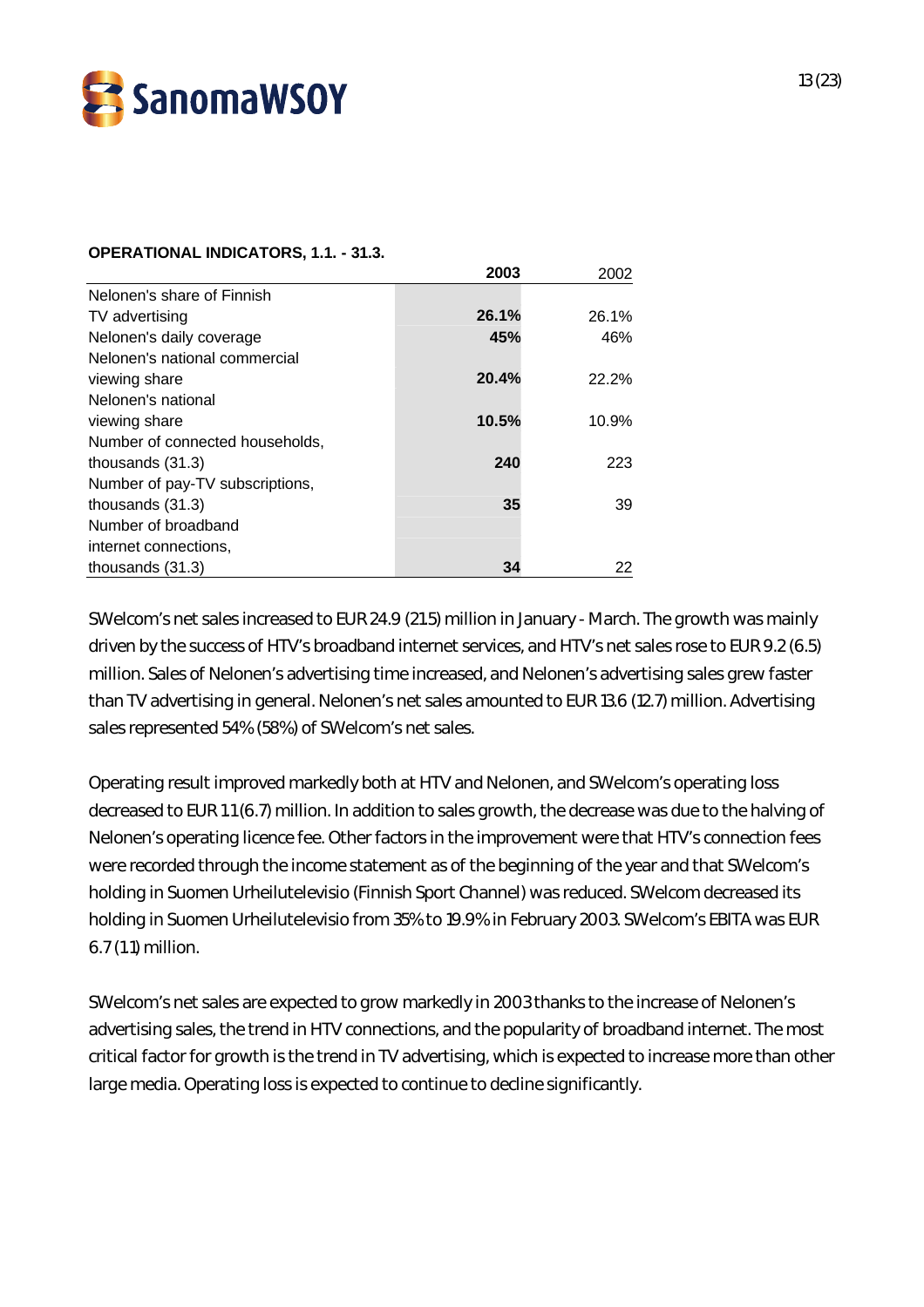**OPERATIONAL INDICATORS, 1.1. - 31.3.**

| | **2003** | 2002 |
|---|---|---|
| Nelonen's share of Finnish TV advertising | **26.1%** | 26.1% |
| Nelonen's daily coverage | **45%** | 46% |
| Nelonen's national commercial viewing share | **20.4%** | 22.2% |
| Nelonen's national viewing share | **10.5%** | 10.9% |
| Number of connected households, thousands (31.3) | **240** | 223 |
| Number of pay-TV subscriptions, thousands (31.3) | **35** | 39 |
| Number of broadband internet connections, thousands (31.3) | **34** | 22 |

SWelcom's net sales increased to EUR 24.9 (21.5) million in January - March. The growth was mainly driven by the success of HTV's broadband internet services, and HTV's net sales rose to EUR 9.2 (6.5) million. Sales of Nelonen's advertising time increased, and Nelonen's advertising sales grew faster than TV advertising in general. Nelonen's net sales amounted to EUR 13.6 (12.7) million. Advertising sales represented 54% (58%) of SWelcom's net sales.

Operating result improved markedly both at HTV and Nelonen, and SWelcom's operating loss decreased to EUR 1.1 (6.7) million. In addition to sales growth, the decrease was due to the halving of Nelonen's operating licence fee. Other factors in the improvement were that HTV's connection fees were recorded through the income statement as of the beginning of the year and that SWelcom's holding in Suomen Urheilutelevisio (Finnish Sport Channel) was reduced. SWelcom decreased its holding in Suomen Urheilutelevisio from 35% to 19.9% in February 2003. SWelcom's EBITA was EUR 6.7 (1.1) million.

SWelcom's net sales are expected to grow markedly in 2003 thanks to the increase of Nelonen's advertising sales, the trend in HTV connections, and the popularity of broadband internet. The most critical factor for growth is the trend in TV advertising, which is expected to increase more than other large media. Operating loss is expected to continue to decline significantly.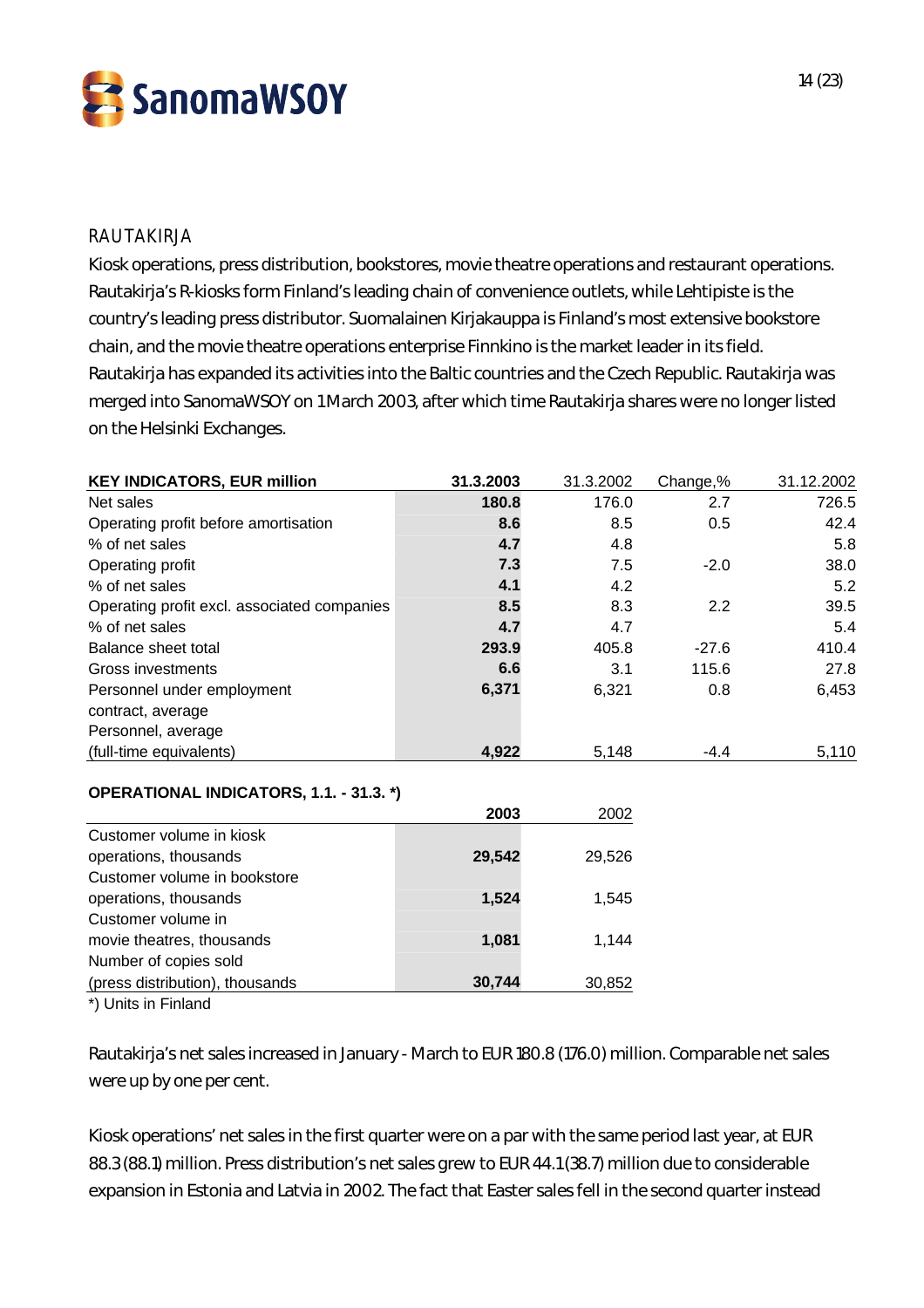## RAUTAKIRJA

Kiosk operations, press distribution, bookstores, movie theatre operations and restaurant operations. Rautakirja's R-kiosks form Finland's leading chain of convenience outlets, while Lehtipiste is the country's leading press distributor. Suomalainen Kirjakauppa is Finland's most extensive bookstore chain, and the movie theatre operations enterprise Finnkino is the market leader in its field. Rautakirja has expanded its activities into the Baltic countries and the Czech Republic. Rautakirja was merged into SanomaWSOY on 1 March 2003, after which time Rautakirja shares were no longer listed on the Helsinki Exchanges.

| KEY INDICATORS, EUR million | 31.3.2003 | 31.3.2002 | Change,% | 31.12.2002 |
|---|---|---|---|---|
| Net sales | **180.8** | 176.0 | 2.7 | 726.5 |
| Operating profit before amortisation | **8.6** | 8.5 | 0.5 | 42.4 |
| % of net sales | **4.7** | 4.8 | | 5.8 |
| Operating profit | **7.3** | 7.5 | -2.0 | 38.0 |
| % of net sales | **4.1** | 4.2 | | 5.2 |
| Operating profit excl. associated companies | **8.5** | 8.3 | 2.2 | 39.5 |
| % of net sales | **4.7** | 4.7 | | 5.4 |
| Balance sheet total | **293.9** | 405.8 | -27.6 | 410.4 |
| Gross investments | **6.6** | 3.1 | 115.6 | 27.8 |
| Personnel under employment contract, average | **6,371** | 6,321 | 0.8 | 6,453 |
| Personnel, average (full-time equivalents) | **4,922** | 5,148 | -4.4 | 5,110 |

**OPERATIONAL INDICATORS, 1.1. - 31.3. *)**

| | 2003 | 2002 |
|---|---|---|
| Customer volume in kiosk operations, thousands | **29,542** | 29,526 |
| Customer volume in bookstore operations, thousands | **1,524** | 1,545 |
| Customer volume in movie theatres, thousands | **1,081** | 1,144 |
| Number of copies sold (press distribution), thousands | **30,744** | 30,852 |

*) Units in Finland

Rautakirja's net sales increased in January - March to EUR 180.8 (176.0) million. Comparable net sales were up by one per cent.

Kiosk operations' net sales in the first quarter were on a par with the same period last year, at EUR 88.3 (88.1) million. Press distribution's net sales grew to EUR 44.1 (38.7) million due to considerable expansion in Estonia and Latvia in 2002. The fact that Easter sales fell in the second quarter instead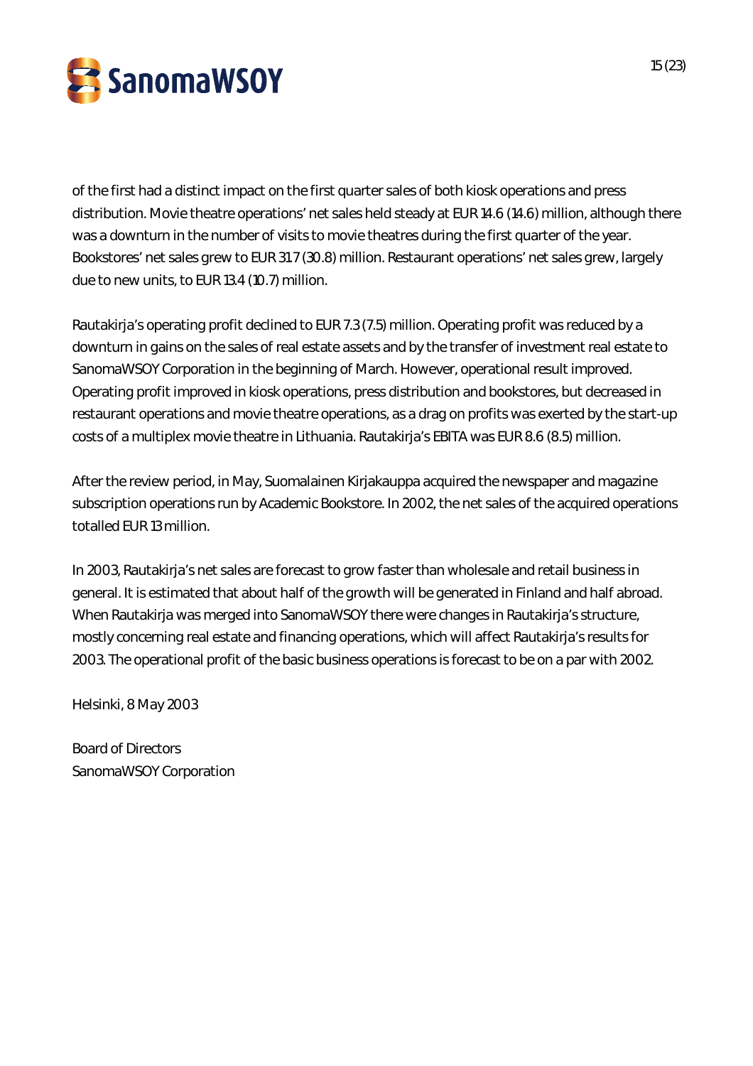of the first had a distinct impact on the first quarter sales of both kiosk operations and press distribution. Movie theatre operations' net sales held steady at EUR 14.6 (14.6) million, although there was a downturn in the number of visits to movie theatres during the first quarter of the year. Bookstores' net sales grew to EUR 31.7 (30.8) million. Restaurant operations' net sales grew, largely due to new units, to EUR 13.4 (10.7) million.

Rautakirja's operating profit declined to EUR 7.3 (7.5) million. Operating profit was reduced by a downturn in gains on the sales of real estate assets and by the transfer of investment real estate to SanomaWSOY Corporation in the beginning of March. However, operational result improved. Operating profit improved in kiosk operations, press distribution and bookstores, but decreased in restaurant operations and movie theatre operations, as a drag on profits was exerted by the start-up costs of a multiplex movie theatre in Lithuania. Rautakirja's EBITA was EUR 8.6 (8.5) million.

After the review period, in May, Suomalainen Kirjakauppa acquired the newspaper and magazine subscription operations run by Academic Bookstore. In 2002, the net sales of the acquired operations totalled EUR 13 million.

In 2003, Rautakirja's net sales are forecast to grow faster than wholesale and retail business in general. It is estimated that about half of the growth will be generated in Finland and half abroad. When Rautakirja was merged into SanomaWSOY there were changes in Rautakirja's structure, mostly concerning real estate and financing operations, which will affect Rautakirja's results for 2003. The operational profit of the basic business operations is forecast to be on a par with 2002.

Helsinki, 8 May 2003

Board of Directors
SanomaWSOY Corporation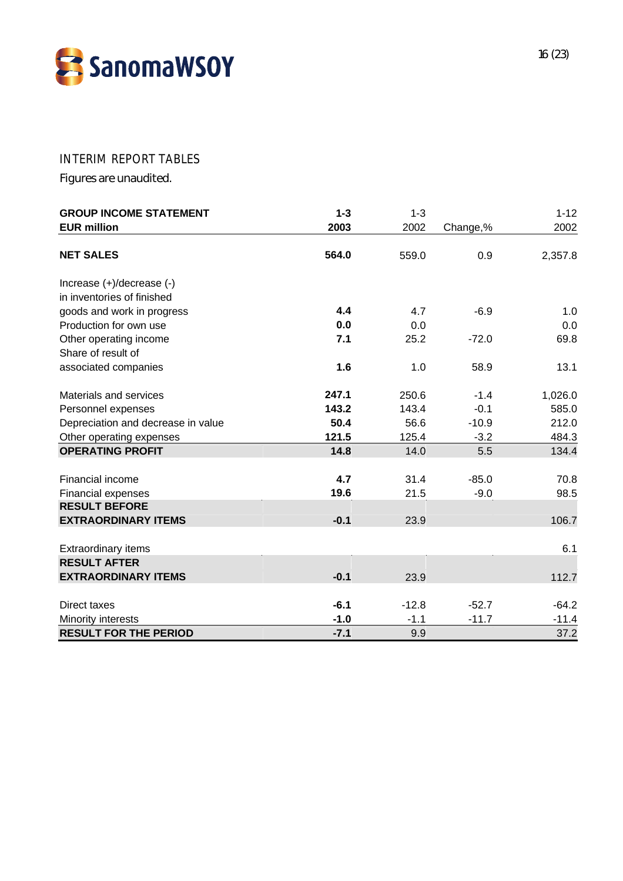INTERIM REPORT TABLES

Figures are unaudited.

| GROUP INCOME STATEMENT<br>EUR million | 1-3<br>2003 | 1-3<br>2002 | Change,% | 1-12<br>2002 |
|---|---|---|---|---|
| **NET SALES** | **564.0** | 559.0 | 0.9 | 2,357.8 |
| Increase (+)/decrease (-) in inventories of finished goods and work in progress | **4.4** | 4.7 | -6.9 | 1.0 |
| Production for own use | **0.0** | 0.0 | | 0.0 |
| Other operating income | **7.1** | 25.2 | -72.0 | 69.8 |
| Share of result of associated companies | **1.6** | 1.0 | 58.9 | 13.1 |
| Materials and services | **247.1** | 250.6 | -1.4 | 1,026.0 |
| Personnel expenses | **143.2** | 143.4 | -0.1 | 585.0 |
| Depreciation and decrease in value | **50.4** | 56.6 | -10.9 | 212.0 |
| Other operating expenses | **121.5** | 125.4 | -3.2 | 484.3 |
| **OPERATING PROFIT** | **14.8** | 14.0 | 5.5 | 134.4 |
| Financial income | **4.7** | 31.4 | -85.0 | 70.8 |
| Financial expenses | **19.6** | 21.5 | -9.0 | 98.5 |
| **RESULT BEFORE EXTRAORDINARY ITEMS** | **-0.1** | 23.9 | | 106.7 |
| Extraordinary items | | | | 6.1 |
| **RESULT AFTER EXTRAORDINARY ITEMS** | **-0.1** | 23.9 | | 112.7 |
| Direct taxes | **-6.1** | -12.8 | -52.7 | -64.2 |
| Minority interests | **-1.0** | -1.1 | -11.7 | -11.4 |
| **RESULT FOR THE PERIOD** | **-7.1** | 9.9 | | 37.2 |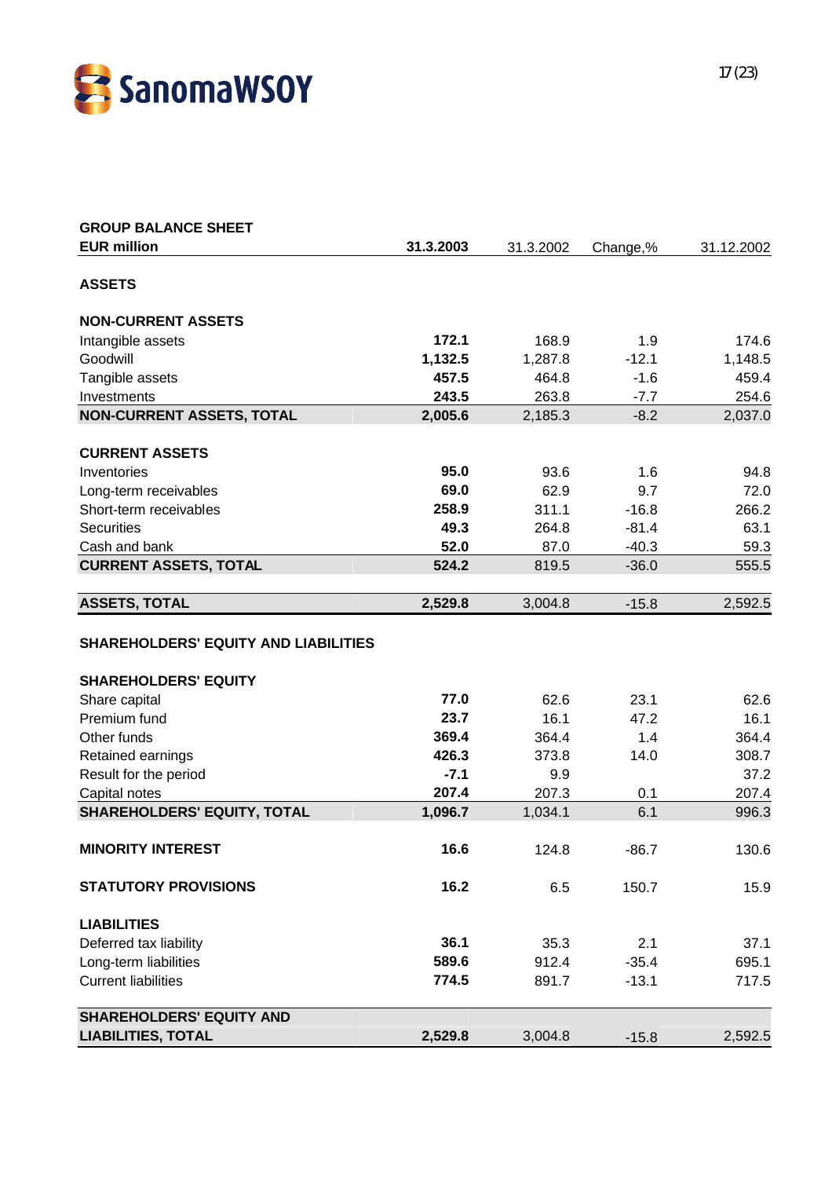## GROUP BALANCE SHEET

| EUR million | 31.3.2003 | 31.3.2002 | Change,% | 31.12.2002 |
|---|---|---|---|---|
| **ASSETS** | | | | |
| **NON-CURRENT ASSETS** | | | | |
| Intangible assets | **172.1** | 168.9 | 1.9 | 174.6 |
| Goodwill | **1,132.5** | 1,287.8 | -12.1 | 1,148.5 |
| Tangible assets | **457.5** | 464.8 | -1.6 | 459.4 |
| Investments | **243.5** | 263.8 | -7.7 | 254.6 |
| **NON-CURRENT ASSETS, TOTAL** | **2,005.6** | 2,185.3 | -8.2 | 2,037.0 |
| **CURRENT ASSETS** | | | | |
| Inventories | **95.0** | 93.6 | 1.6 | 94.8 |
| Long-term receivables | **69.0** | 62.9 | 9.7 | 72.0 |
| Short-term receivables | **258.9** | 311.1 | -16.8 | 266.2 |
| Securities | **49.3** | 264.8 | -81.4 | 63.1 |
| Cash and bank | **52.0** | 87.0 | -40.3 | 59.3 |
| **CURRENT ASSETS, TOTAL** | **524.2** | 819.5 | -36.0 | 555.5 |
| **ASSETS, TOTAL** | **2,529.8** | 3,004.8 | -15.8 | 2,592.5 |
| **SHAREHOLDERS' EQUITY AND LIABILITIES** | | | | |
| **SHAREHOLDERS' EQUITY** | | | | |
| Share capital | **77.0** | 62.6 | 23.1 | 62.6 |
| Premium fund | **23.7** | 16.1 | 47.2 | 16.1 |
| Other funds | **369.4** | 364.4 | 1.4 | 364.4 |
| Retained earnings | **426.3** | 373.8 | 14.0 | 308.7 |
| Result for the period | **-7.1** | 9.9 | | 37.2 |
| Capital notes | **207.4** | 207.3 | 0.1 | 207.4 |
| **SHAREHOLDERS' EQUITY, TOTAL** | **1,096.7** | 1,034.1 | 6.1 | 996.3 |
| **MINORITY INTEREST** | **16.6** | 124.8 | -86.7 | 130.6 |
| **STATUTORY PROVISIONS** | **16.2** | 6.5 | 150.7 | 15.9 |
| **LIABILITIES** | | | | |
| Deferred tax liability | **36.1** | 35.3 | 2.1 | 37.1 |
| Long-term liabilities | **589.6** | 912.4 | -35.4 | 695.1 |
| Current liabilities | **774.5** | 891.7 | -13.1 | 717.5 |
| **SHAREHOLDERS' EQUITY AND LIABILITIES, TOTAL** | **2,529.8** | 3,004.8 | -15.8 | 2,592.5 |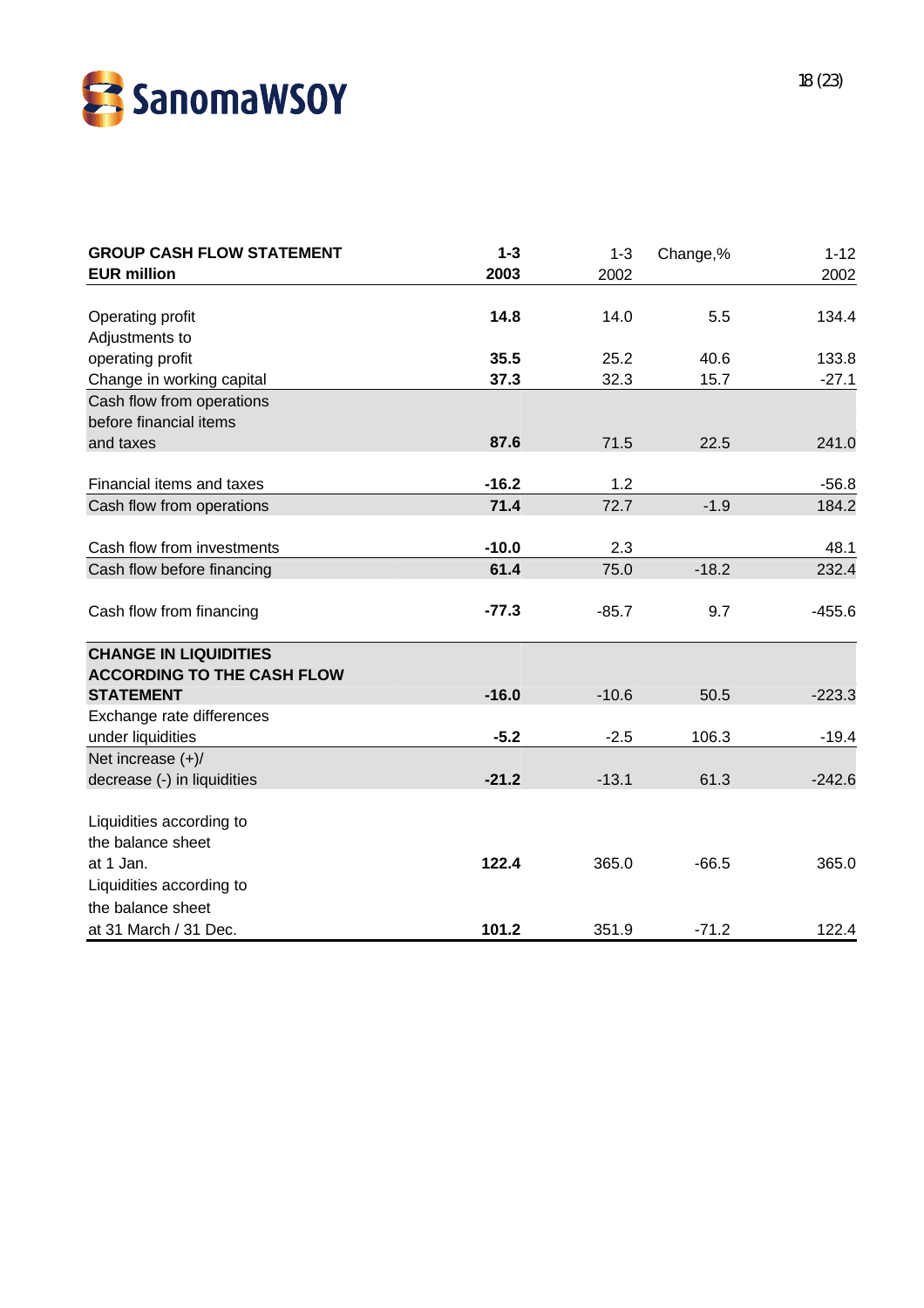| GROUP CASH FLOW STATEMENT<br>EUR million | 1-3<br>2003 | 1-3<br>2002 | Change,% | 1-12<br>2002 |
|---|---|---|---|---|
| Operating profit | **14.8** | 14.0 | 5.5 | 134.4 |
| Adjustments to operating profit | **35.5** | 25.2 | 40.6 | 133.8 |
| Change in working capital | **37.3** | 32.3 | 15.7 | -27.1 |
| Cash flow from operations before financial items and taxes | **87.6** | 71.5 | 22.5 | 241.0 |
| Financial items and taxes | **-16.2** | 1.2 | | -56.8 |
| Cash flow from operations | **71.4** | 72.7 | -1.9 | 184.2 |
| Cash flow from investments | **-10.0** | 2.3 | | 48.1 |
| Cash flow before financing | **61.4** | 75.0 | -18.2 | 232.4 |
| Cash flow from financing | **-77.3** | -85.7 | 9.7 | -455.6 |
| **CHANGE IN LIQUIDITIES ACCORDING TO THE CASH FLOW STATEMENT** | **-16.0** | -10.6 | 50.5 | -223.3 |
| Exchange rate differences under liquidities | **-5.2** | -2.5 | 106.3 | -19.4 |
| Net increase (+)/ decrease (-) in liquidities | **-21.2** | -13.1 | 61.3 | -242.6 |
| Liquidities according to the balance sheet at 1 Jan. | **122.4** | 365.0 | -66.5 | 365.0 |
| Liquidities according to the balance sheet at 31 March / 31 Dec. | **101.2** | 351.9 | -71.2 | 122.4 |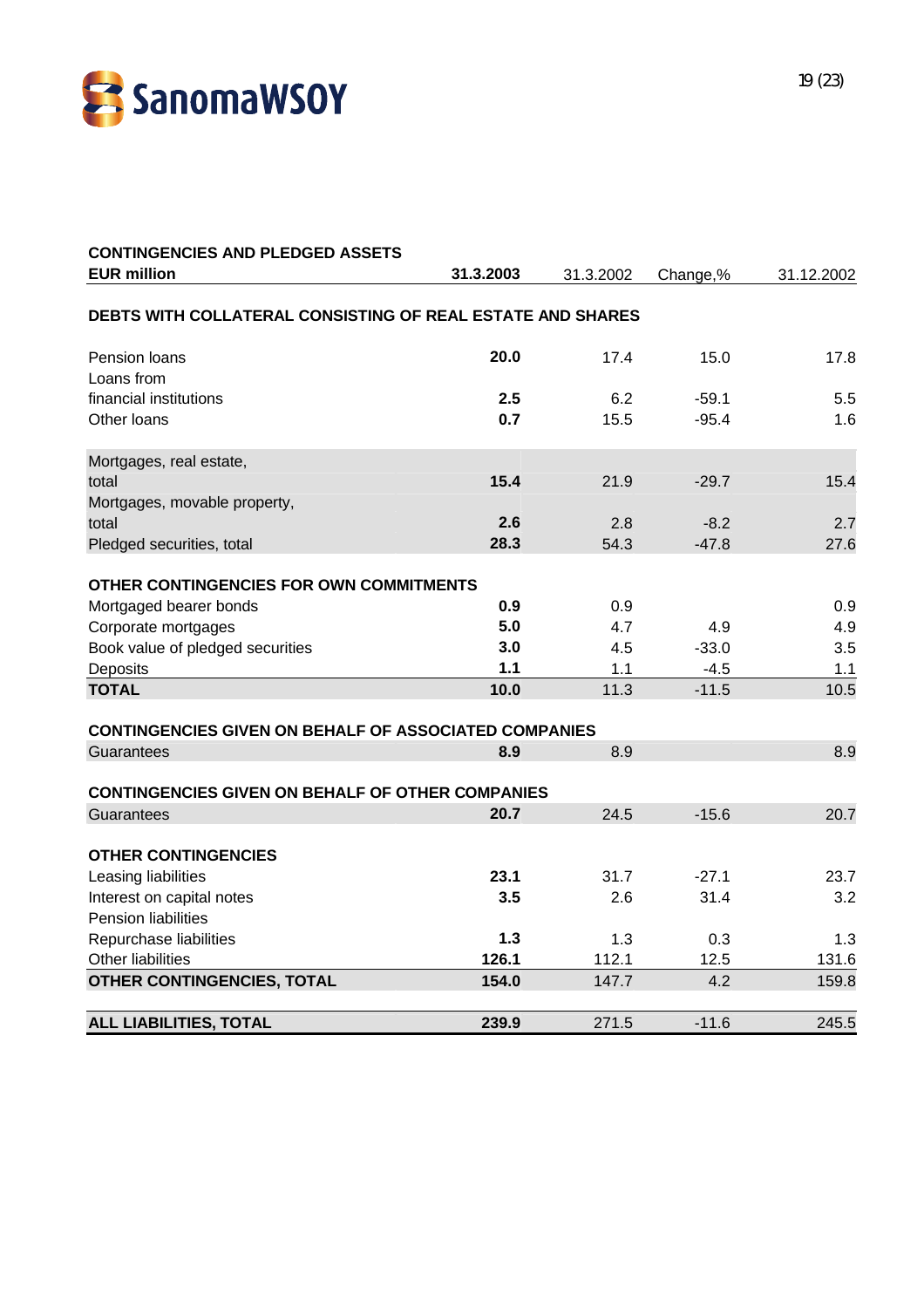## CONTINGENCIES AND PLEDGED ASSETS

| EUR million | 31.3.2003 | 31.3.2002 | Change,% | 31.12.2002 |
|---|---|---|---|---|
| **DEBTS WITH COLLATERAL CONSISTING OF REAL ESTATE AND SHARES** | | | | |
| Pension loans | **20.0** | 17.4 | 15.0 | 17.8 |
| Loans from financial institutions | **2.5** | 6.2 | -59.1 | 5.5 |
| Other loans | **0.7** | 15.5 | -95.4 | 1.6 |
| Mortgages, real estate, total | **15.4** | 21.9 | -29.7 | 15.4 |
| Mortgages, movable property, total | **2.6** | 2.8 | -8.2 | 2.7 |
| Pledged securities, total | **28.3** | 54.3 | -47.8 | 27.6 |
| **OTHER CONTINGENCIES FOR OWN COMMITMENTS** | | | | |
| Mortgaged bearer bonds | **0.9** | 0.9 | | 0.9 |
| Corporate mortgages | **5.0** | 4.7 | 4.9 | 4.9 |
| Book value of pledged securities | **3.0** | 4.5 | -33.0 | 3.5 |
| Deposits | **1.1** | 1.1 | -4.5 | 1.1 |
| **TOTAL** | **10.0** | 11.3 | -11.5 | 10.5 |
| **CONTINGENCIES GIVEN ON BEHALF OF ASSOCIATED COMPANIES** | | | | |
| Guarantees | **8.9** | 8.9 | | 8.9 |
| **CONTINGENCIES GIVEN ON BEHALF OF OTHER COMPANIES** | | | | |
| Guarantees | **20.7** | 24.5 | -15.6 | 20.7 |
| **OTHER CONTINGENCIES** | | | | |
| Leasing liabilities | **23.1** | 31.7 | -27.1 | 23.7 |
| Interest on capital notes | **3.5** | 2.6 | 31.4 | 3.2 |
| Pension liabilities | | | | |
| Repurchase liabilities | **1.3** | 1.3 | 0.3 | 1.3 |
| Other liabilities | **126.1** | 112.1 | 12.5 | 131.6 |
| **OTHER CONTINGENCIES, TOTAL** | **154.0** | 147.7 | 4.2 | 159.8 |
| **ALL LIABILITIES, TOTAL** | **239.9** | 271.5 | -11.6 | 245.5 |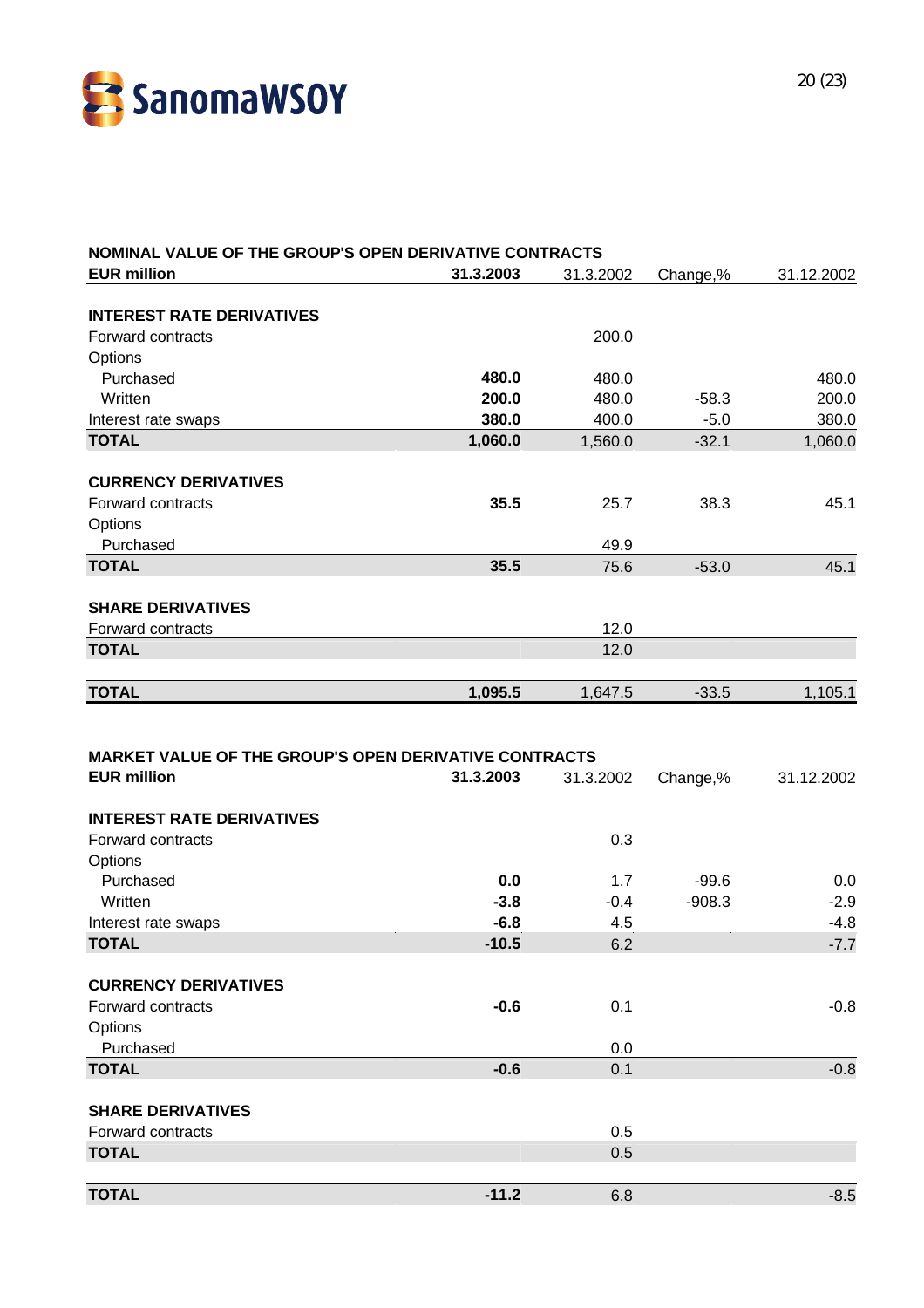## NOMINAL VALUE OF THE GROUP'S OPEN DERIVATIVE CONTRACTS

| EUR million | 31.3.2003 | 31.3.2002 | Change,% | 31.12.2002 |
|---|---|---|---|---|
| **INTEREST RATE DERIVATIVES** | | | | |
| Forward contracts | | 200.0 | | |
| Options | | | | |
| Purchased | **480.0** | 480.0 | | 480.0 |
| Written | **200.0** | 480.0 | -58.3 | 200.0 |
| Interest rate swaps | **380.0** | 400.0 | -5.0 | 380.0 |
| **TOTAL** | **1,060.0** | 1,560.0 | -32.1 | 1,060.0 |
| **CURRENCY DERIVATIVES** | | | | |
| Forward contracts | **35.5** | 25.7 | 38.3 | 45.1 |
| Options | | | | |
| Purchased | | 49.9 | | |
| **TOTAL** | **35.5** | 75.6 | -53.0 | 45.1 |
| **SHARE DERIVATIVES** | | | | |
| Forward contracts | | 12.0 | | |
| **TOTAL** | | 12.0 | | |
| **TOTAL** | **1,095.5** | 1,647.5 | -33.5 | 1,105.1 |

## MARKET VALUE OF THE GROUP'S OPEN DERIVATIVE CONTRACTS

| EUR million | 31.3.2003 | 31.3.2002 | Change,% | 31.12.2002 |
|---|---|---|---|---|
| **INTEREST RATE DERIVATIVES** | | | | |
| Forward contracts | | 0.3 | | |
| Options | | | | |
| Purchased | **0.0** | 1.7 | -99.6 | 0.0 |
| Written | **-3.8** | -0.4 | -908.3 | -2.9 |
| Interest rate swaps | **-6.8** | 4.5 | | -4.8 |
| **TOTAL** | **-10.5** | 6.2 | | -7.7 |
| **CURRENCY DERIVATIVES** | | | | |
| Forward contracts | **-0.6** | 0.1 | | -0.8 |
| Options | | | | |
| Purchased | | 0.0 | | |
| **TOTAL** | **-0.6** | 0.1 | | -0.8 |
| **SHARE DERIVATIVES** | | | | |
| Forward contracts | | 0.5 | | |
| **TOTAL** | | 0.5 | | |
| **TOTAL** | **-11.2** | 6.8 | | -8.5 |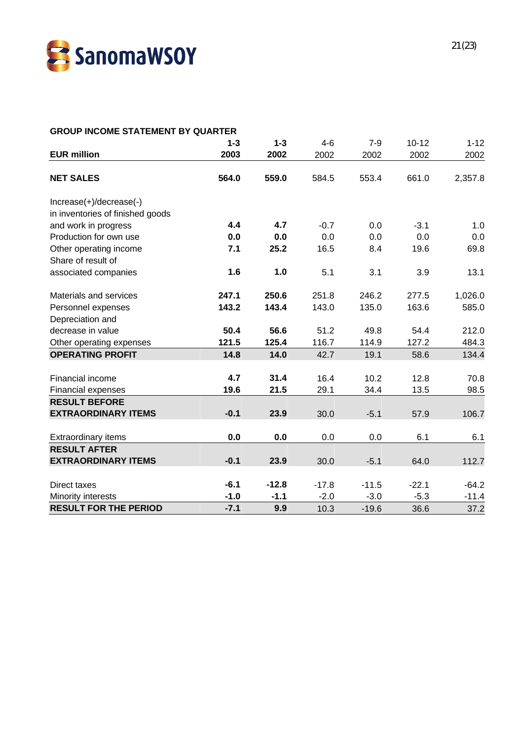## GROUP INCOME STATEMENT BY QUARTER

| EUR million | 1-3 2003 | 1-3 2002 | 4-6 2002 | 7-9 2002 | 10-12 2002 | 1-12 2002 |
|---|---|---|---|---|---|---|
| **NET SALES** | **564.0** | **559.0** | 584.5 | 553.4 | 661.0 | 2,357.8 |
| Increase(+)/decrease(-) in inventories of finished goods and work in progress | **4.4** | **4.7** | -0.7 | 0.0 | -3.1 | 1.0 |
| Production for own use | **0.0** | **0.0** | 0.0 | 0.0 | 0.0 | 0.0 |
| Other operating income | **7.1** | **25.2** | 16.5 | 8.4 | 19.6 | 69.8 |
| Share of result of associated companies | **1.6** | **1.0** | 5.1 | 3.1 | 3.9 | 13.1 |
| Materials and services | **247.1** | **250.6** | 251.8 | 246.2 | 277.5 | 1,026.0 |
| Personnel expenses | **143.2** | **143.4** | 143.0 | 135.0 | 163.6 | 585.0 |
| Depreciation and decrease in value | **50.4** | **56.6** | 51.2 | 49.8 | 54.4 | 212.0 |
| Other operating expenses | **121.5** | **125.4** | 116.7 | 114.9 | 127.2 | 484.3 |
| **OPERATING PROFIT** | **14.8** | **14.0** | 42.7 | 19.1 | 58.6 | 134.4 |
| Financial income | **4.7** | **31.4** | 16.4 | 10.2 | 12.8 | 70.8 |
| Financial expenses | **19.6** | **21.5** | 29.1 | 34.4 | 13.5 | 98.5 |
| **RESULT BEFORE EXTRAORDINARY ITEMS** | **-0.1** | **23.9** | 30.0 | -5.1 | 57.9 | 106.7 |
| Extraordinary items | **0.0** | **0.0** | 0.0 | 0.0 | 6.1 | 6.1 |
| **RESULT AFTER EXTRAORDINARY ITEMS** | **-0.1** | **23.9** | 30.0 | -5.1 | 64.0 | 112.7 |
| Direct taxes | **-6.1** | **-12.8** | -17.8 | -11.5 | -22.1 | -64.2 |
| Minority interests | **-1.0** | **-1.1** | -2.0 | -3.0 | -5.3 | -11.4 |
| **RESULT FOR THE PERIOD** | **-7.1** | **9.9** | 10.3 | -19.6 | 36.6 | 37.2 |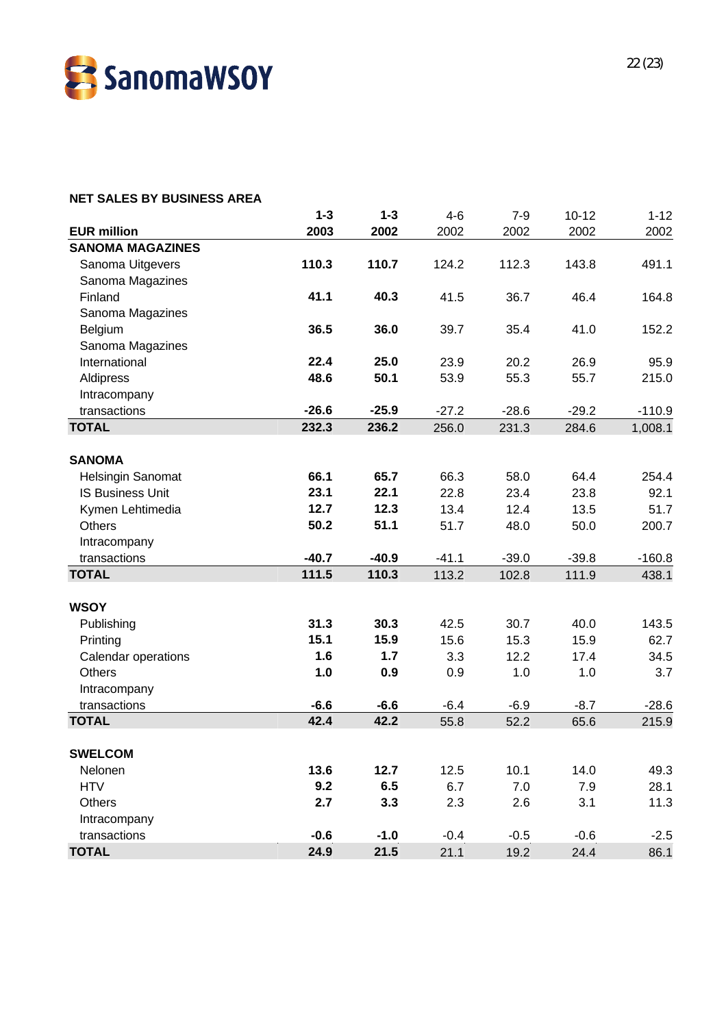## NET SALES BY BUSINESS AREA

| EUR million | 1-3 2003 | 1-3 2002 | 4-6 2002 | 7-9 2002 | 10-12 2002 | 1-12 2002 |
|---|---|---|---|---|---|---|
| **SANOMA MAGAZINES** | | | | | | |
| Sanoma Uitgevers | **110.3** | **110.7** | 124.2 | 112.3 | 143.8 | 491.1 |
| Sanoma Magazines Finland | **41.1** | **40.3** | 41.5 | 36.7 | 46.4 | 164.8 |
| Sanoma Magazines Belgium | **36.5** | **36.0** | 39.7 | 35.4 | 41.0 | 152.2 |
| Sanoma Magazines International | **22.4** | **25.0** | 23.9 | 20.2 | 26.9 | 95.9 |
| Aldipress | **48.6** | **50.1** | 53.9 | 55.3 | 55.7 | 215.0 |
| Intracompany transactions | **-26.6** | **-25.9** | -27.2 | -28.6 | -29.2 | -110.9 |
| **TOTAL** | **232.3** | **236.2** | 256.0 | 231.3 | 284.6 | 1,008.1 |
| | | | | | | |
| **SANOMA** | | | | | | |
| Helsingin Sanomat | **66.1** | **65.7** | 66.3 | 58.0 | 64.4 | 254.4 |
| IS Business Unit | **23.1** | **22.1** | 22.8 | 23.4 | 23.8 | 92.1 |
| Kymen Lehtimedia | **12.7** | **12.3** | 13.4 | 12.4 | 13.5 | 51.7 |
| Others | **50.2** | **51.1** | 51.7 | 48.0 | 50.0 | 200.7 |
| Intracompany transactions | **-40.7** | **-40.9** | -41.1 | -39.0 | -39.8 | -160.8 |
| **TOTAL** | **111.5** | **110.3** | 113.2 | 102.8 | 111.9 | 438.1 |
| | | | | | | |
| **WSOY** | | | | | | |
| Publishing | **31.3** | **30.3** | 42.5 | 30.7 | 40.0 | 143.5 |
| Printing | **15.1** | **15.9** | 15.6 | 15.3 | 15.9 | 62.7 |
| Calendar operations | **1.6** | **1.7** | 3.3 | 12.2 | 17.4 | 34.5 |
| Others | **1.0** | **0.9** | 0.9 | 1.0 | 1.0 | 3.7 |
| Intracompany transactions | **-6.6** | **-6.6** | -6.4 | -6.9 | -8.7 | -28.6 |
| **TOTAL** | **42.4** | **42.2** | 55.8 | 52.2 | 65.6 | 215.9 |
| | | | | | | |
| **SWELCOM** | | | | | | |
| Nelonen | **13.6** | **12.7** | 12.5 | 10.1 | 14.0 | 49.3 |
| HTV | **9.2** | **6.5** | 6.7 | 7.0 | 7.9 | 28.1 |
| Others | **2.7** | **3.3** | 2.3 | 2.6 | 3.1 | 11.3 |
| Intracompany transactions | **-0.6** | **-1.0** | -0.4 | -0.5 | -0.6 | -2.5 |
| **TOTAL** | **24.9** | **21.5** | 21.1 | 19.2 | 24.4 | 86.1 |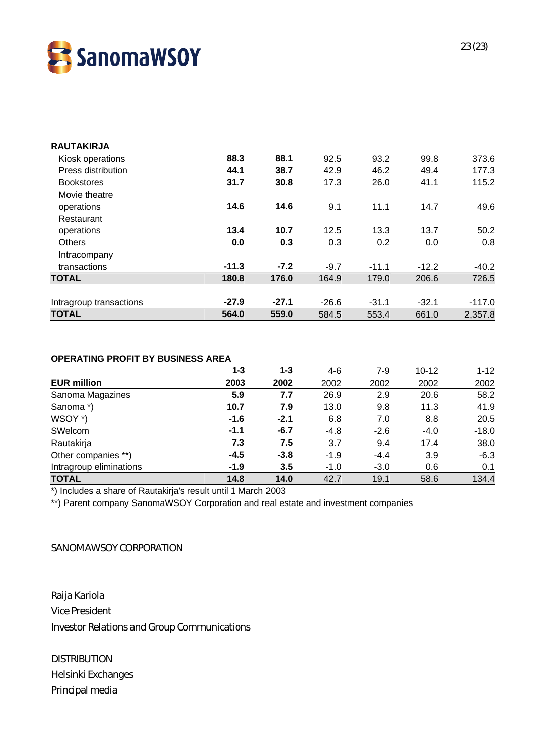| | | | | | | |
|---|---|---|---|---|---|---|
| **RAUTAKIRJA** | | | | | | |
| Kiosk operations | **88.3** | **88.1** | 92.5 | 93.2 | 99.8 | 373.6 |
| Press distribution | **44.1** | **38.7** | 42.9 | 46.2 | 49.4 | 177.3 |
| Bookstores | **31.7** | **30.8** | 17.3 | 26.0 | 41.1 | 115.2 |
| Movie theatre operations | **14.6** | **14.6** | 9.1 | 11.1 | 14.7 | 49.6 |
| Restaurant operations | **13.4** | **10.7** | 12.5 | 13.3 | 13.7 | 50.2 |
| Others | **0.0** | **0.3** | 0.3 | 0.2 | 0.0 | 0.8 |
| Intracompany transactions | **-11.3** | **-7.2** | -9.7 | -11.1 | -12.2 | -40.2 |
| **TOTAL** | **180.8** | **176.0** | 164.9 | 179.0 | 206.6 | 726.5 |
| | | | | | | |
| Intragroup transactions | **-27.9** | **-27.1** | -26.6 | -31.1 | -32.1 | -117.0 |
| **TOTAL** | **564.0** | **559.0** | 584.5 | 553.4 | 661.0 | 2,357.8 |

**OPERATING PROFIT BY BUSINESS AREA**

| **EUR million** | **1-3 2003** | **1-3 2002** | 4-6 2002 | 7-9 2002 | 10-12 2002 | 1-12 2002 |
|---|---|---|---|---|---|---|
| Sanoma Magazines | **5.9** | **7.7** | 26.9 | 2.9 | 20.6 | 58.2 |
| Sanoma *) | **10.7** | **7.9** | 13.0 | 9.8 | 11.3 | 41.9 |
| WSOY *) | **-1.6** | **-2.1** | 6.8 | 7.0 | 8.8 | 20.5 |
| SWelcom | **-1.1** | **-6.7** | -4.8 | -2.6 | -4.0 | -18.0 |
| Rautakirja | **7.3** | **7.5** | 3.7 | 9.4 | 17.4 | 38.0 |
| Other companies **) | **-4.5** | **-3.8** | -1.9 | -4.4 | 3.9 | -6.3 |
| Intragroup eliminations | **-1.9** | **3.5** | -1.0 | -3.0 | 0.6 | 0.1 |
| **TOTAL** | **14.8** | **14.0** | 42.7 | 19.1 | 58.6 | 134.4 |

*) Includes a share of Rautakirja's result until 1 March 2003

**) Parent company SanomaWSOY Corporation and real estate and investment companies

SANOMAWSOY CORPORATION

Raija Kariola
Vice President
Investor Relations and Group Communications

DISTRIBUTION
Helsinki Exchanges
Principal media